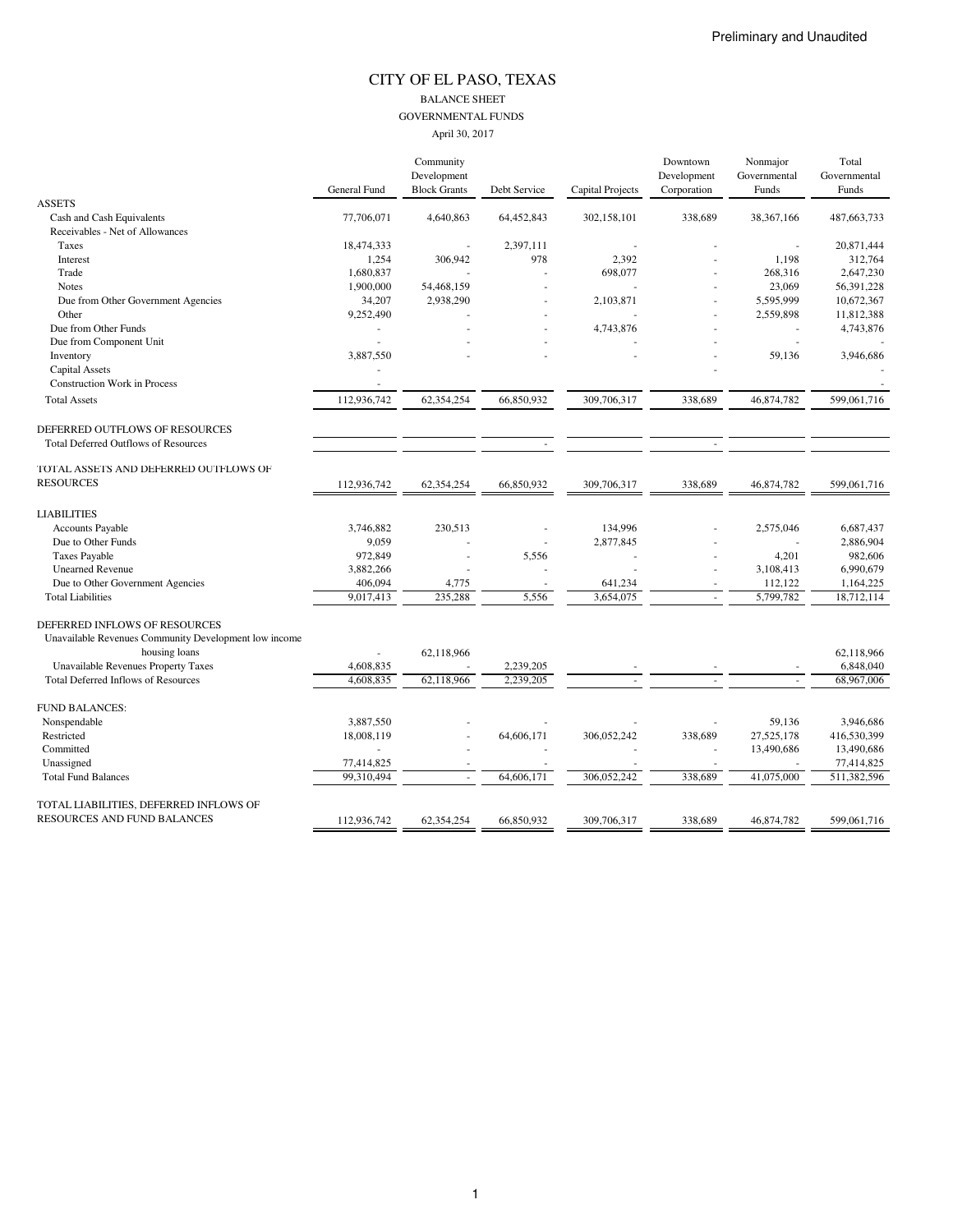Preliminary and Unaudited

# CITY OF EL PASO, TEXAS

## BALANCE SHEET

## GOVERNMENTAL FUNDS

April 30, 2017

| | General Fund | Community Development Block Grants | Debt Service | Capital Projects | Downtown Development Corporation | Nonmajor Governmental Funds | Total Governmental Funds |
|---|---|---|---|---|---|---|---|
| **ASSETS** | | | | | | | |
| Cash and Cash Equivalents | 77,706,071 | 4,640,863 | 64,452,843 | 302,158,101 | 338,689 | 38,367,166 | 487,663,733 |
| Receivables - Net of Allowances | | | | | | | |
| Taxes | 18,474,333 | - | 2,397,111 | - | - | - | 20,871,444 |
| Interest | 1,254 | 306,942 | 978 | 2,392 | - | 1,198 | 312,764 |
| Trade | 1,680,837 | - | - | 698,077 | - | 268,316 | 2,647,230 |
| Notes | 1,900,000 | 54,468,159 | - | - | - | 23,069 | 56,391,228 |
| Due from Other Government Agencies | 34,207 | 2,938,290 | - | 2,103,871 | - | 5,595,999 | 10,672,367 |
| Other | 9,252,490 | - | - | - | - | 2,559,898 | 11,812,388 |
| Due from Other Funds | - | - | - | 4,743,876 | - | - | 4,743,876 |
| Due from Component Unit | - | - | - | - | - | - | - |
| Inventory | 3,887,550 | - | - | - | - | 59,136 | 3,946,686 |
| Capital Assets | - | | | | - | | - |
| Construction Work in Process | - | | | | | | - |
| Total Assets | 112,936,742 | 62,354,254 | 66,850,932 | 309,706,317 | 338,689 | 46,874,782 | 599,061,716 |
| **DEFERRED OUTFLOWS OF RESOURCES** | | | | | | | |
| Total Deferred Outflows of Resources | | | - | | - | | |
| **TOTAL ASSETS AND DEFERRED OUTFLOWS OF RESOURCES** | 112,936,742 | 62,354,254 | 66,850,932 | 309,706,317 | 338,689 | 46,874,782 | 599,061,716 |
| **LIABILITIES** | | | | | | | |
| Accounts Payable | 3,746,882 | 230,513 | - | 134,996 | - | 2,575,046 | 6,687,437 |
| Due to Other Funds | 9,059 | - | - | 2,877,845 | - | - | 2,886,904 |
| Taxes Payable | 972,849 | - | 5,556 | - | - | 4,201 | 982,606 |
| Unearned Revenue | 3,882,266 | - | - | - | - | 3,108,413 | 6,990,679 |
| Due to Other Government Agencies | 406,094 | 4,775 | - | 641,234 | - | 112,122 | 1,164,225 |
| Total Liabilities | 9,017,413 | 235,288 | 5,556 | 3,654,075 | - | 5,799,782 | 18,712,114 |
| **DEFERRED INFLOWS OF RESOURCES** | | | | | | | |
| Unavailable Revenues Community Development low income housing loans | - | 62,118,966 | | | | | 62,118,966 |
| Unavailable Revenues Property Taxes | 4,608,835 | - | 2,239,205 | - | - | - | 6,848,040 |
| Total Deferred Inflows of Resources | 4,608,835 | 62,118,966 | 2,239,205 | - | - | - | 68,967,006 |
| **FUND BALANCES:** | | | | | | | |
| Nonspendable | 3,887,550 | - | - | - | - | 59,136 | 3,946,686 |
| Restricted | 18,008,119 | - | 64,606,171 | 306,052,242 | 338,689 | 27,525,178 | 416,530,399 |
| Committed | - | - | - | - | - | 13,490,686 | 13,490,686 |
| Unassigned | 77,414,825 | - | - | - | - | - | 77,414,825 |
| Total Fund Balances | 99,310,494 | - | 64,606,171 | 306,052,242 | 338,689 | 41,075,000 | 511,382,596 |
| **TOTAL LIABILITIES, DEFERRED INFLOWS OF RESOURCES AND FUND BALANCES** | 112,936,742 | 62,354,254 | 66,850,932 | 309,706,317 | 338,689 | 46,874,782 | 599,061,716 |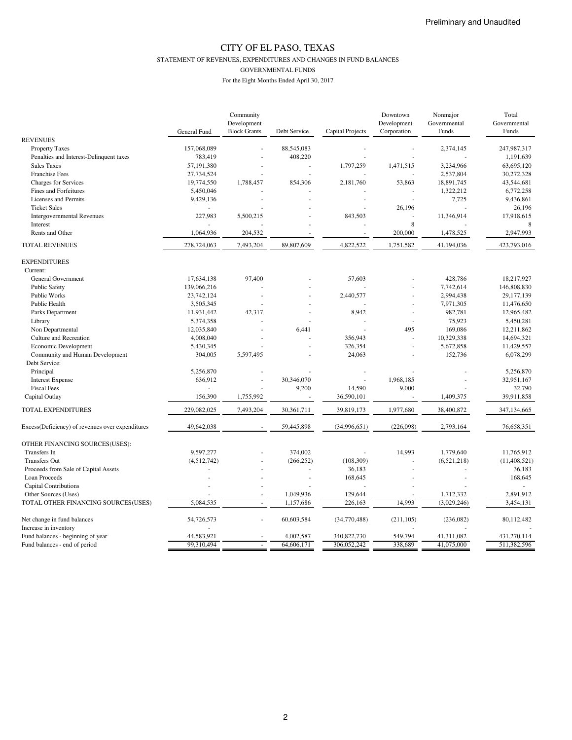Preliminary and Unaudited

# CITY OF EL PASO, TEXAS

## STATEMENT OF REVENUES, EXPENDITURES AND CHANGES IN FUND BALANCES

### GOVERNMENTAL FUNDS

For the Eight Months Ended April 30, 2017

| | General Fund | Community Development Block Grants | Debt Service | Capital Projects | Downtown Development Corporation | Nonmajor Governmental Funds | Total Governmental Funds |
|---|---|---|---|---|---|---|---|
| **REVENUES** | | | | | | | |
| Property Taxes | 157,068,089 | - | 88,545,083 | - | - | 2,374,145 | 247,987,317 |
| Penalties and Interest-Delinquent taxes | 783,419 | - | 408,220 | - | - | - | 1,191,639 |
| Sales Taxes | 57,191,380 | - | - | 1,797,259 | 1,471,515 | 3,234,966 | 63,695,120 |
| Franchise Fees | 27,734,524 | - | - | - | - | 2,537,804 | 30,272,328 |
| Charges for Services | 19,774,550 | 1,788,457 | 854,306 | 2,181,760 | 53,863 | 18,891,745 | 43,544,681 |
| Fines and Forfeitures | 5,450,046 | - | - | - | - | 1,322,212 | 6,772,258 |
| Licenses and Permits | 9,429,136 | - | - | - | - | 7,725 | 9,436,861 |
| Ticket Sales | - | - | - | - | 26,196 | - | 26,196 |
| Intergovernmental Revenues | 227,983 | 5,500,215 | - | 843,503 | - | 11,346,914 | 17,918,615 |
| Interest | - | - | - | - | 8 | - | 8 |
| Rents and Other | 1,064,936 | 204,532 | - | - | 200,000 | 1,478,525 | 2,947,993 |
| TOTAL REVENUES | 278,724,063 | 7,493,204 | 89,807,609 | 4,822,522 | 1,751,582 | 41,194,036 | 423,793,016 |
| **EXPENDITURES** | | | | | | | |
| Current: | | | | | | | |
| General Government | 17,634,138 | 97,400 | - | 57,603 | - | 428,786 | 18,217,927 |
| Public Safety | 139,066,216 | - | - | - | - | 7,742,614 | 146,808,830 |
| Public Works | 23,742,124 | - | - | 2,440,577 | - | 2,994,438 | 29,177,139 |
| Public Health | 3,505,345 | - | - | - | - | 7,971,305 | 11,476,650 |
| Parks Department | 11,931,442 | 42,317 | - | 8,942 | - | 982,781 | 12,965,482 |
| Library | 5,374,358 | - | - | - | - | 75,923 | 5,450,281 |
| Non Departmental | 12,035,840 | - | 6,441 | - | 495 | 169,086 | 12,211,862 |
| Culture and Recreation | 4,008,040 | - | - | 356,943 | - | 10,329,338 | 14,694,321 |
| Economic Development | 5,430,345 | - | - | 326,354 | - | 5,672,858 | 11,429,557 |
| Community and Human Development | 304,005 | 5,597,495 | - | 24,063 | - | 152,736 | 6,078,299 |
| Debt Service: | | | | | | | |
| Principal | 5,256,870 | - | - | - | - | - | 5,256,870 |
| Interest Expense | 636,912 | - | 30,346,070 | - | 1,968,185 | - | 32,951,167 |
| Fiscal Fees | - | - | 9,200 | 14,590 | 9,000 | - | 32,790 |
| Capital Outlay | 156,390 | 1,755,992 | - | 36,590,101 | - | 1,409,375 | 39,911,858 |
| TOTAL EXPENDITURES | 229,082,025 | 7,493,204 | 30,361,711 | 39,819,173 | 1,977,680 | 38,400,872 | 347,134,665 |
| Excess(Deficiency) of revenues over expenditures | 49,642,038 | - | 59,445,898 | (34,996,651) | (226,098) | 2,793,164 | 76,658,351 |
| OTHER FINANCING SOURCES(USES): | | | | | | | |
| Transfers In | 9,597,277 | - | 374,002 | - | 14,993 | 1,779,640 | 11,765,912 |
| Transfers Out | (4,512,742) | - | (266,252) | (108,309) | - | (6,521,218) | (11,408,521) |
| Proceeds from Sale of Capital Assets | - | - | - | 36,183 | - | - | 36,183 |
| Loan Proceeds | - | - | - | 168,645 | - | - | 168,645 |
| Capital Contributions | - | - | - | - | - | - | - |
| Other Sources (Uses) | - | - | 1,049,936 | 129,644 | - | 1,712,332 | 2,891,912 |
| TOTAL OTHER FINANCING SOURCES(USES) | 5,084,535 | - | 1,157,686 | 226,163 | 14,993 | (3,029,246) | 3,454,131 |
| Net change in fund balances | 54,726,573 | - | 60,603,584 | (34,770,488) | (211,105) | (236,082) | 80,112,482 |
| Increase in inventory | - | | | | - | - | - |
| Fund balances - beginning of year | 44,583,921 | - | 4,002,587 | 340,822,730 | 549,794 | 41,311,082 | 431,270,114 |
| Fund balances - end of period | 99,310,494 | - | 64,606,171 | 306,052,242 | 338,689 | 41,075,000 | 511,382,596 |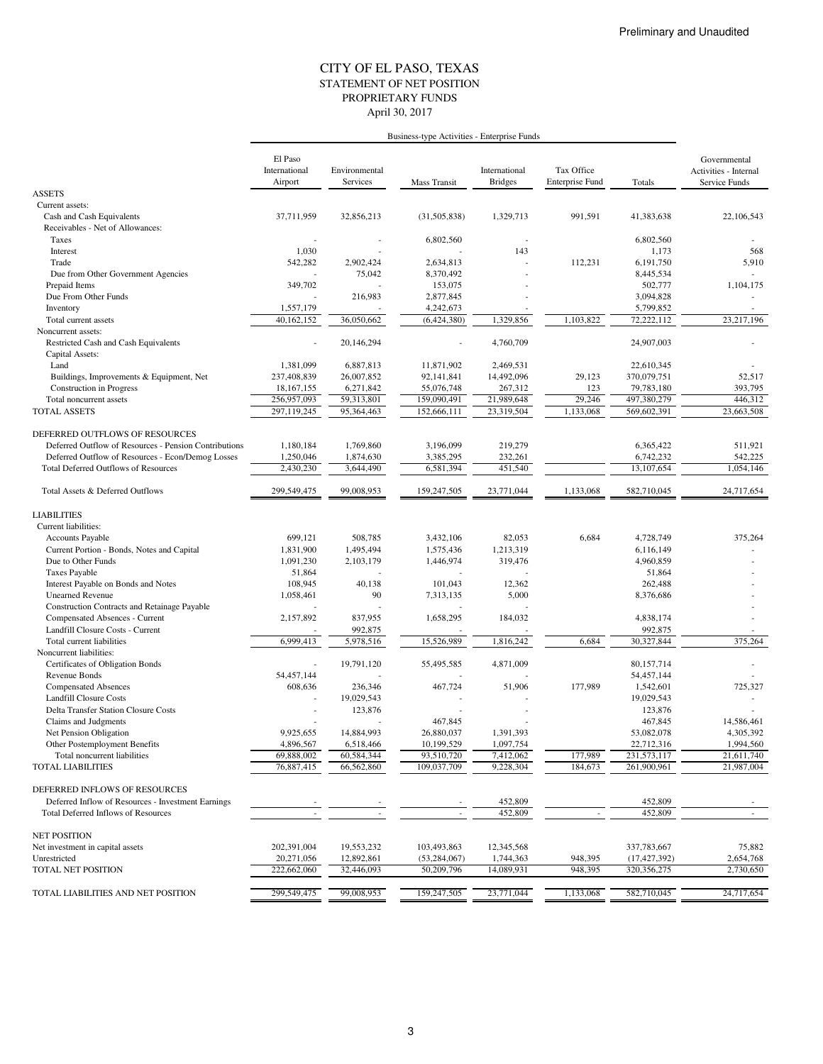Preliminary and Unaudited

# CITY OF EL PASO, TEXAS
## STATEMENT OF NET POSITION
## PROPRIETARY FUNDS
April 30, 2017

| | Business-type Activities - Enterprise Funds | | | | | | |
|---|---|---|---|---|---|---|---|
| | El Paso International Airport | Environmental Services | Mass Transit | International Bridges | Tax Office Enterprise Fund | Totals | Governmental Activities - Internal Service Funds |
| **ASSETS** | | | | | | | |
| Current assets: | | | | | | | |
| Cash and Cash Equivalents | 37,711,959 | 32,856,213 | (31,505,838) | 1,329,713 | 991,591 | 41,383,638 | 22,106,543 |
| Receivables - Net of Allowances: | | | | | | | |
| Taxes | - | - | 6,802,560 | - | | 6,802,560 | - |
| Interest | 1,030 | - | - | 143 | | 1,173 | 568 |
| Trade | 542,282 | 2,902,424 | 2,634,813 | - | 112,231 | 6,191,750 | 5,910 |
| Due from Other Government Agencies | - | 75,042 | 8,370,492 | - | | 8,445,534 | - |
| Prepaid Items | 349,702 | - | 153,075 | - | | 502,777 | 1,104,175 |
| Due From Other Funds | - | 216,983 | 2,877,845 | - | | 3,094,828 | - |
| Inventory | 1,557,179 | - | 4,242,673 | - | | 5,799,852 | - |
| Total current assets | 40,162,152 | 36,050,662 | (6,424,380) | 1,329,856 | 1,103,822 | 72,222,112 | 23,217,196 |
| Noncurrent assets: | | | | | | | |
| Restricted Cash and Cash Equivalents | - | 20,146,294 | - | 4,760,709 | | 24,907,003 | - |
| Capital Assets: | | | | | | | |
| Land | 1,381,099 | 6,887,813 | 11,871,902 | 2,469,531 | | 22,610,345 | - |
| Buildings, Improvements & Equipment, Net | 237,408,839 | 26,007,852 | 92,141,841 | 14,492,096 | 29,123 | 370,079,751 | 52,517 |
| Construction in Progress | 18,167,155 | 6,271,842 | 55,076,748 | 267,312 | 123 | 79,783,180 | 393,795 |
| Total noncurrent assets | 256,957,093 | 59,313,801 | 159,090,491 | 21,989,648 | 29,246 | 497,380,279 | 446,312 |
| TOTAL ASSETS | 297,119,245 | 95,364,463 | 152,666,111 | 23,319,504 | 1,133,068 | 569,602,391 | 23,663,508 |
| DEFERRED OUTFLOWS OF RESOURCES | | | | | | | |
| Deferred Outflow of Resources - Pension Contributions | 1,180,184 | 1,769,860 | 3,196,099 | 219,279 | | 6,365,422 | 511,921 |
| Deferred Outflow of Resources - Econ/Demog Losses | 1,250,046 | 1,874,630 | 3,385,295 | 232,261 | | 6,742,232 | 542,225 |
| Total Deferred Outflows of Resources | 2,430,230 | 3,644,490 | 6,581,394 | 451,540 | | 13,107,654 | 1,054,146 |
| Total Assets & Deferred Outflows | 299,549,475 | 99,008,953 | 159,247,505 | 23,771,044 | 1,133,068 | 582,710,045 | 24,717,654 |
| **LIABILITIES** | | | | | | | |
| Current liabilities: | | | | | | | |
| Accounts Payable | 699,121 | 508,785 | 3,432,106 | 82,053 | 6,684 | 4,728,749 | 375,264 |
| Current Portion - Bonds, Notes and Capital | 1,831,900 | 1,495,494 | 1,575,436 | 1,213,319 | | 6,116,149 | - |
| Due to Other Funds | 1,091,230 | 2,103,179 | 1,446,974 | 319,476 | | 4,960,859 | - |
| Taxes Payable | 51,864 | - | - | - | | 51,864 | - |
| Interest Payable on Bonds and Notes | 108,945 | 40,138 | 101,043 | 12,362 | | 262,488 | - |
| Unearned Revenue | 1,058,461 | 90 | 7,313,135 | 5,000 | | 8,376,686 | - |
| Construction Contracts and Retainage Payable | - | - | - | - | | - | - |
| Compensated Absences - Current | 2,157,892 | 837,955 | 1,658,295 | 184,032 | | 4,838,174 | - |
| Landfill Closure Costs - Current | - | 992,875 | - | - | | 992,875 | - |
| Total current liabilities | 6,999,413 | 5,978,516 | 15,526,989 | 1,816,242 | 6,684 | 30,327,844 | 375,264 |
| Noncurrent liabilities: | | | | | | | |
| Certificates of Obligation Bonds | - | 19,791,120 | 55,495,585 | 4,871,009 | | 80,157,714 | - |
| Revenue Bonds | 54,457,144 | - | - | - | | 54,457,144 | - |
| Compensated Absences | 608,636 | 236,346 | 467,724 | 51,906 | 177,989 | 1,542,601 | 725,327 |
| Landfill Closure Costs | - | 19,029,543 | - | - | | 19,029,543 | - |
| Delta Transfer Station Closure Costs | - | 123,876 | - | - | | 123,876 | - |
| Claims and Judgments | - | - | 467,845 | - | | 467,845 | 14,586,461 |
| Net Pension Obligation | 9,925,655 | 14,884,993 | 26,880,037 | 1,391,393 | | 53,082,078 | 4,305,392 |
| Other Postemployment Benefits | 4,896,567 | 6,518,466 | 10,199,529 | 1,097,754 | | 22,712,316 | 1,994,560 |
| Total noncurrent liabilities | 69,888,002 | 60,584,344 | 93,510,720 | 7,412,062 | 177,989 | 231,573,117 | 21,611,740 |
| TOTAL LIABILITIES | 76,887,415 | 66,562,860 | 109,037,709 | 9,228,304 | 184,673 | 261,900,961 | 21,987,004 |
| DEFERRED INFLOWS OF RESOURCES | | | | | | | |
| Deferred Inflow of Resources - Investment Earnings | - | - | - | 452,809 | | 452,809 | - |
| Total Deferred Inflows of Resources | - | - | - | 452,809 | - | 452,809 | - |
| NET POSITION | | | | | | | |
| Net investment in capital assets | 202,391,004 | 19,553,232 | 103,493,863 | 12,345,568 | | 337,783,667 | 75,882 |
| Unrestricted | 20,271,056 | 12,892,861 | (53,284,067) | 1,744,363 | 948,395 | (17,427,392) | 2,654,768 |
| TOTAL NET POSITION | 222,662,060 | 32,446,093 | 50,209,796 | 14,089,931 | 948,395 | 320,356,275 | 2,730,650 |
| TOTAL LIABILITIES AND NET POSITION | 299,549,475 | 99,008,953 | 159,247,505 | 23,771,044 | 1,133,068 | 582,710,045 | 24,717,654 |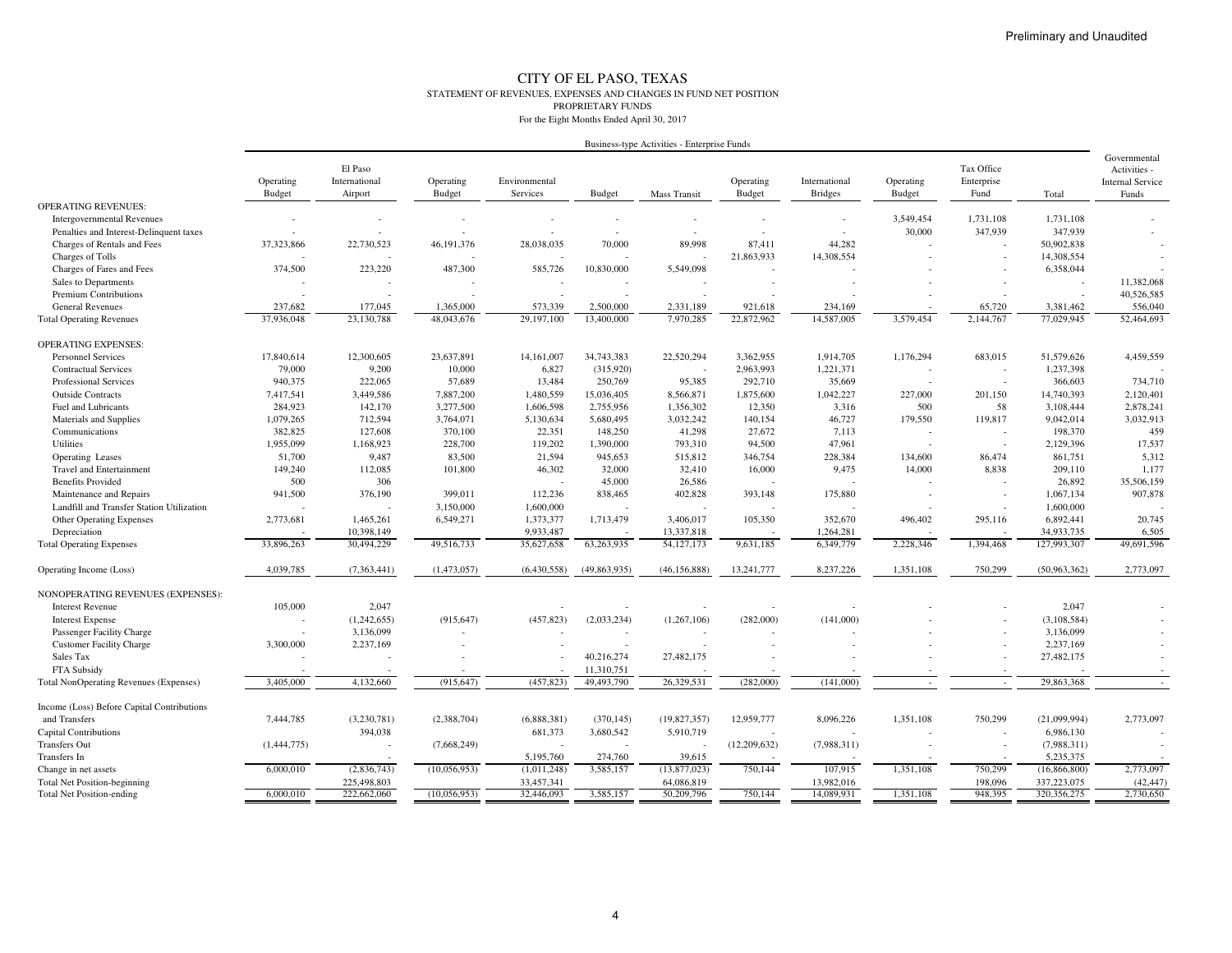Preliminary and Unaudited

# CITY OF EL PASO, TEXAS

## STATEMENT OF REVENUES, EXPENSES AND CHANGES IN FUND NET POSITION

### PROPRIETARY FUNDS

For the Eight Months Ended April 30, 2017

| | Business-type Activities - Enterprise Funds | | | | | | | | | | | |
|---|---|---|---|---|---|---|---|---|---|---|---|---|
| | Operating Budget | El Paso International Airport | Operating Budget | Environmental Services | Budget | Mass Transit | Operating Budget | International Bridges | Operating Budget | Tax Office Enterprise Fund | Total | Governmental Activities - Internal Service Funds |
| OPERATING REVENUES: | | | | | | | | | | | | |
| Intergovernmental Revenues | - | - | - | - | - | - | - | - | 3,549,454 | 1,731,108 | 1,731,108 | - |
| Penalties and Interest-Delinquent taxes | - | - | - | - | - | - | - | - | 30,000 | 347,939 | 347,939 | - |
| Charges of Rentals and Fees | 37,323,866 | 22,730,523 | 46,191,376 | 28,038,035 | 70,000 | 89,998 | 87,411 | 44,282 | - | - | 50,902,838 | - |
| Charges of Tolls | - | - | - | - | - | - | 21,863,933 | 14,308,554 | - | - | 14,308,554 | - |
| Charges of Fares and Fees | 374,500 | 223,220 | 487,300 | 585,726 | 10,830,000 | 5,549,098 | - | - | - | - | 6,358,044 | - |
| Sales to Departments | - | - | - | - | - | - | - | - | - | - | - | 11,382,068 |
| Premium Contributions | - | - | - | - | - | - | - | - | - | - | - | 40,526,585 |
| General Revenues | 237,682 | 177,045 | 1,365,000 | 573,339 | 2,500,000 | 2,331,189 | 921,618 | 234,169 | - | 65,720 | 3,381,462 | 556,040 |
| Total Operating Revenues | 37,936,048 | 23,130,788 | 48,043,676 | 29,197,100 | 13,400,000 | 7,970,285 | 22,872,962 | 14,587,005 | 3,579,454 | 2,144,767 | 77,029,945 | 52,464,693 |
| OPERATING EXPENSES: | | | | | | | | | | | | |
| Personnel Services | 17,840,614 | 12,300,605 | 23,637,891 | 14,161,007 | 34,743,383 | 22,520,294 | 3,362,955 | 1,914,705 | 1,176,294 | 683,015 | 51,579,626 | 4,459,559 |
| Contractual Services | 79,000 | 9,200 | 10,000 | 6,827 | (315,920) | - | 2,963,993 | 1,221,371 | - | - | 1,237,398 | - |
| Professional Services | 940,375 | 222,065 | 57,689 | 13,484 | 250,769 | 95,385 | 292,710 | 35,669 | - | - | 366,603 | 734,710 |
| Outside Contracts | 7,417,541 | 3,449,586 | 7,887,200 | 1,480,559 | 15,036,405 | 8,566,871 | 1,875,600 | 1,042,227 | 227,000 | 201,150 | 14,740,393 | 2,120,401 |
| Fuel and Lubricants | 284,923 | 142,170 | 3,277,500 | 1,606,598 | 2,755,956 | 1,356,302 | 12,350 | 3,316 | 500 | 58 | 3,108,444 | 2,878,241 |
| Materials and Supplies | 1,079,265 | 712,594 | 3,764,071 | 5,130,634 | 5,680,495 | 3,032,242 | 140,154 | 46,727 | 179,550 | 119,817 | 9,042,014 | 3,032,913 |
| Communications | 382,825 | 127,608 | 370,100 | 22,351 | 148,250 | 41,298 | 27,672 | 7,113 | - | - | 198,370 | 459 |
| Utilities | 1,955,099 | 1,168,923 | 228,700 | 119,202 | 1,390,000 | 793,310 | 94,500 | 47,961 | - | - | 2,129,396 | 17,537 |
| Operating Leases | 51,700 | 9,487 | 83,500 | 21,594 | 945,653 | 515,812 | 346,754 | 228,384 | 134,600 | 86,474 | 861,751 | 5,312 |
| Travel and Entertainment | 149,240 | 112,085 | 101,800 | 46,302 | 32,000 | 32,410 | 16,000 | 9,475 | 14,000 | 8,838 | 209,110 | 1,177 |
| Benefits Provided | 500 | 306 | | - | 45,000 | 26,586 | - | - | - | - | 26,892 | 35,506,159 |
| Maintenance and Repairs | 941,500 | 376,190 | 399,011 | 112,236 | 838,465 | 402,828 | 393,148 | 175,880 | - | - | 1,067,134 | 907,878 |
| Landfill and Transfer Station Utilization | - | - | 3,150,000 | 1,600,000 | - | - | - | - | - | - | 1,600,000 | - |
| Other Operating Expenses | 2,773,681 | 1,465,261 | 6,549,271 | 1,373,377 | 1,713,479 | 3,406,017 | 105,350 | 352,670 | 496,402 | 295,116 | 6,892,441 | 20,745 |
| Depreciation | - | 10,398,149 | | 9,933,487 | - | 13,337,818 | - | 1,264,281 | - | - | 34,933,735 | 6,505 |
| Total Operating Expenses | 33,896,263 | 30,494,229 | 49,516,733 | 35,627,658 | 63,263,935 | 54,127,173 | 9,631,185 | 6,349,779 | 2,228,346 | 1,394,468 | 127,993,307 | 49,691,596 |
| Operating Income (Loss) | 4,039,785 | (7,363,441) | (1,473,057) | (6,430,558) | (49,863,935) | (46,156,888) | 13,241,777 | 8,237,226 | 1,351,108 | 750,299 | (50,963,362) | 2,773,097 |
| NONOPERATING REVENUES (EXPENSES): | | | | | | | | | | | | |
| Interest Revenue | 105,000 | 2,047 | | - | - | - | - | - | - | - | 2,047 | - |
| Interest Expense | - | (1,242,655) | (915,647) | (457,823) | (2,033,234) | (1,267,106) | (282,000) | (141,000) | - | - | (3,108,584) | - |
| Passenger Facility Charge | - | 3,136,099 | - | - | - | - | - | - | - | - | 3,136,099 | - |
| Customer Facility Charge | 3,300,000 | 2,237,169 | - | - | - | - | - | - | - | - | 2,237,169 | - |
| Sales Tax | - | - | - | - | 40,216,274 | 27,482,175 | - | - | - | - | 27,482,175 | - |
| FTA Subsidy | - | - | - | - | 11,310,751 | - | - | - | - | - | - | - |
| Total NonOperating Revenues (Expenses) | 3,405,000 | 4,132,660 | (915,647) | (457,823) | 49,493,790 | 26,329,531 | (282,000) | (141,000) | - | - | 29,863,368 | - |
| Income (Loss) Before Capital Contributions and Transfers | 7,444,785 | (3,230,781) | (2,388,704) | (6,888,381) | (370,145) | (19,827,357) | 12,959,777 | 8,096,226 | 1,351,108 | 750,299 | (21,099,994) | 2,773,097 |
| Capital Contributions | | 394,038 | | 681,373 | 3,680,542 | 5,910,719 | - | - | - | - | 6,986,130 | - |
| Transfers Out | (1,444,775) | - | (7,668,249) | - | - | - | (12,209,632) | (7,988,311) | - | - | (7,988,311) | - |
| Transfers In | | - | | 5,195,760 | 274,760 | 39,615 | - | - | - | - | 5,235,375 | - |
| Change in net assets | 6,000,010 | (2,836,743) | (10,056,953) | (1,011,248) | 3,585,157 | (13,877,023) | 750,144 | 107,915 | 1,351,108 | 750,299 | (16,866,800) | 2,773,097 |
| Total Net Position-beginning | | 225,498,803 | | 33,457,341 | | 64,086,819 | | 13,982,016 | | 198,096 | 337,223,075 | (42,447) |
| Total Net Position-ending | 6,000,010 | 222,662,060 | (10,056,953) | 32,446,093 | 3,585,157 | 50,209,796 | 750,144 | 14,089,931 | 1,351,108 | 948,395 | 320,356,275 | 2,730,650 |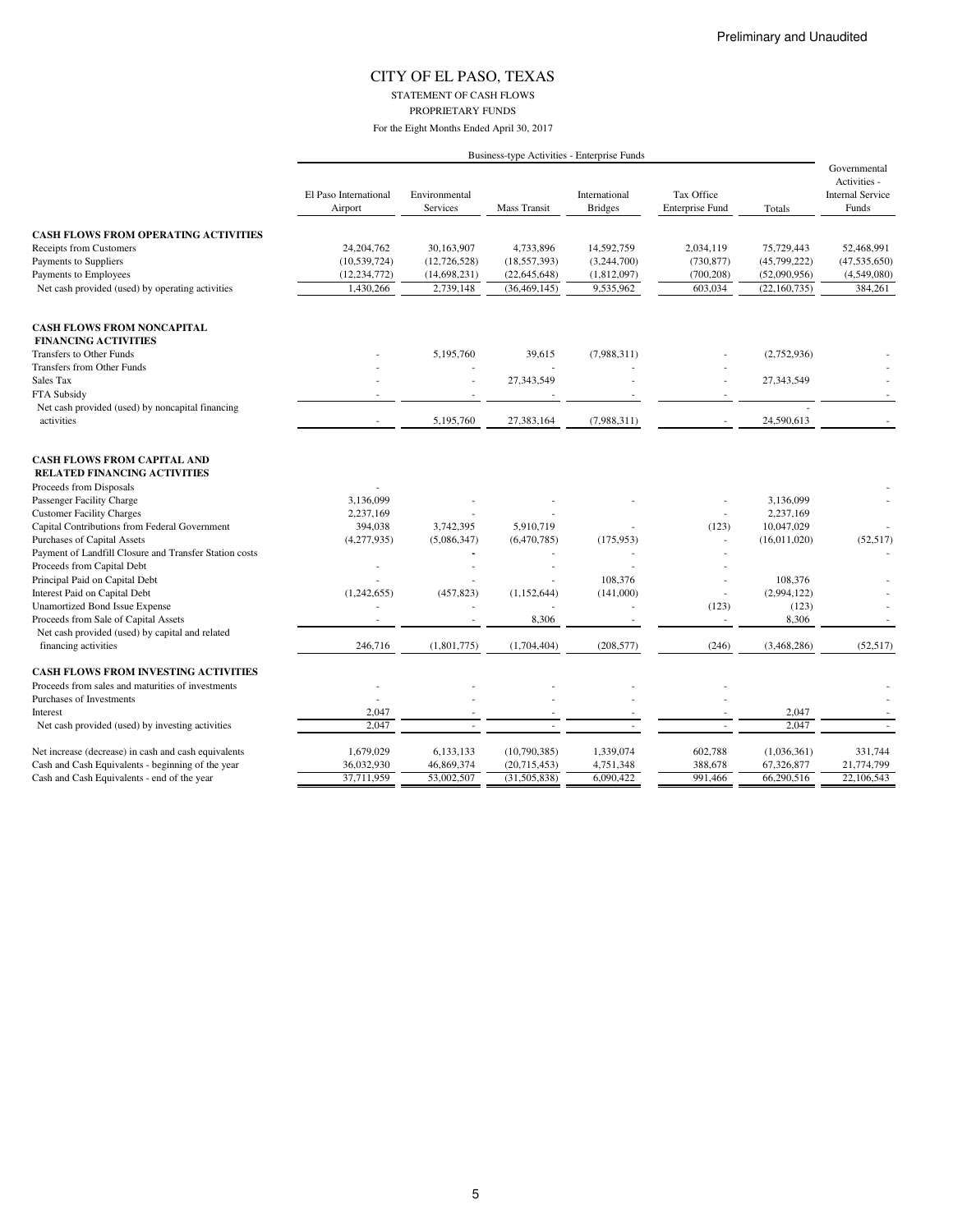Preliminary and Unaudited

# CITY OF EL PASO, TEXAS

STATEMENT OF CASH FLOWS

PROPRIETARY FUNDS

For the Eight Months Ended April 30, 2017

| | Business-type Activities - Enterprise Funds | | | | | | Governmental Activities - Internal Service Funds |
|---|---|---|---|---|---|---|---|
| | El Paso International Airport | Environmental Services | Mass Transit | International Bridges | Tax Office Enterprise Fund | Totals | |
| **CASH FLOWS FROM OPERATING ACTIVITIES** | | | | | | | |
| Receipts from Customers | 24,204,762 | 30,163,907 | 4,733,896 | 14,592,759 | 2,034,119 | 75,729,443 | 52,468,991 |
| Payments to Suppliers | (10,539,724) | (12,726,528) | (18,557,393) | (3,244,700) | (730,877) | (45,799,222) | (47,535,650) |
| Payments to Employees | (12,234,772) | (14,698,231) | (22,645,648) | (1,812,097) | (700,208) | (52,090,956) | (4,549,080) |
| Net cash provided (used) by operating activities | 1,430,266 | 2,739,148 | (36,469,145) | 9,535,962 | 603,034 | (22,160,735) | 384,261 |
| **CASH FLOWS FROM NONCAPITAL FINANCING ACTIVITIES** | | | | | | | |
| Transfers to Other Funds | - | 5,195,760 | 39,615 | (7,988,311) | - | (2,752,936) | - |
| Transfers from Other Funds | - | - | - | - | - | | - |
| Sales Tax | - | - | 27,343,549 | - | - | 27,343,549 | - |
| FTA Subsidy | - | - | - | - | - | | - |
| Net cash provided (used) by noncapital financing activities | - | 5,195,760 | 27,383,164 | (7,988,311) | - | 24,590,613 | - |
| **CASH FLOWS FROM CAPITAL AND RELATED FINANCING ACTIVITIES** | | | | | | | |
| Proceeds from Disposals | - | | | | | | - |
| Passenger Facility Charge | 3,136,099 | - | - | - | - | 3,136,099 | - |
| Customer Facility Charges | 2,237,169 | - | - | | - | 2,237,169 | |
| Capital Contributions from Federal Government | 394,038 | 3,742,395 | 5,910,719 | - | (123) | 10,047,029 | - |
| Purchases of Capital Assets | (4,277,935) | (5,086,347) | (6,470,785) | (175,953) | - | (16,011,020) | (52,517) |
| Payment of Landfill Closure and Transfer Station costs | | - | - | - | - | | - |
| Proceeds from Capital Debt | - | - | - | - | - | | |
| Principal Paid on Capital Debt | - | - | - | 108,376 | - | 108,376 | - |
| Interest Paid on Capital Debt | (1,242,655) | (457,823) | (1,152,644) | (141,000) | - | (2,994,122) | - |
| Unamortized Bond Issue Expense | - | - | - | - | (123) | (123) | - |
| Proceeds from Sale of Capital Assets | - | - | 8,306 | - | - | 8,306 | - |
| Net cash provided (used) by capital and related financing activities | 246,716 | (1,801,775) | (1,704,404) | (208,577) | (246) | (3,468,286) | (52,517) |
| **CASH FLOWS FROM INVESTING ACTIVITIES** | | | | | | | |
| Proceeds from sales and maturities of investments | - | - | - | - | - | | - |
| Purchases of Investments | - | - | - | - | - | | - |
| Interest | 2,047 | - | - | - | - | 2,047 | - |
| Net cash provided (used) by investing activities | 2,047 | - | - | - | - | 2,047 | - |
| Net increase (decrease) in cash and cash equivalents | 1,679,029 | 6,133,133 | (10,790,385) | 1,339,074 | 602,788 | (1,036,361) | 331,744 |
| Cash and Cash Equivalents - beginning of the year | 36,032,930 | 46,869,374 | (20,715,453) | 4,751,348 | 388,678 | 67,326,877 | 21,774,799 |
| Cash and Cash Equivalents - end of the year | 37,711,959 | 53,002,507 | (31,505,838) | 6,090,422 | 991,466 | 66,290,516 | 22,106,543 |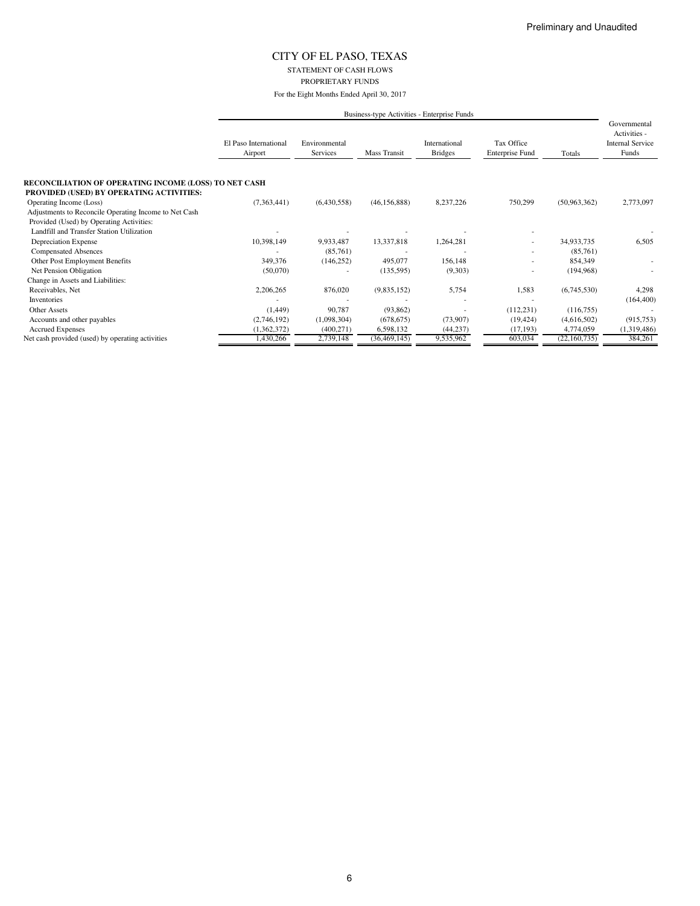Preliminary and Unaudited

# CITY OF EL PASO, TEXAS

STATEMENT OF CASH FLOWS

PROPRIETARY FUNDS

For the Eight Months Ended April 30, 2017

| | Business-type Activities - Enterprise Funds | | | | | | Governmental Activities - Internal Service Funds |
|---|---|---|---|---|---|---|---|
| | El Paso International Airport | Environmental Services | Mass Transit | International Bridges | Tax Office Enterprise Fund | Totals | |
| **RECONCILIATION OF OPERATING INCOME (LOSS) TO NET CASH PROVIDED (USED) BY OPERATING ACTIVITIES:** | | | | | | | |
| Operating Income (Loss) | (7,363,441) | (6,430,558) | (46,156,888) | 8,237,226 | 750,299 | (50,963,362) | 2,773,097 |
| Adjustments to Reconcile Operating Income to Net Cash Provided (Used) by Operating Activities: | | | | | | | |
| Landfill and Transfer Station Utilization | - | - | - | - | - | | - |
| Depreciation Expense | 10,398,149 | 9,933,487 | 13,337,818 | 1,264,281 | - | 34,933,735 | 6,505 |
| Compensated Absences | - | (85,761) | - | - | - | (85,761) | |
| Other Post Employment Benefits | 349,376 | (146,252) | 495,077 | 156,148 | - | 854,349 | - |
| Net Pension Obligation | (50,070) | - | (135,595) | (9,303) | - | (194,968) | - |
| Change in Assets and Liabilities: | | | | | | | |
| Receivables, Net | 2,206,265 | 876,020 | (9,835,152) | 5,754 | 1,583 | (6,745,530) | 4,298 |
| Inventories | - | - | - | - | - | | (164,400) |
| Other Assets | (1,449) | 90,787 | (93,862) | - | (112,231) | (116,755) | - |
| Accounts and other payables | (2,746,192) | (1,098,304) | (678,675) | (73,907) | (19,424) | (4,616,502) | (915,753) |
| Accrued Expenses | (1,362,372) | (400,271) | 6,598,132 | (44,237) | (17,193) | 4,774,059 | (1,319,486) |
| Net cash provided (used) by operating activities | 1,430,266 | 2,739,148 | (36,469,145) | 9,535,962 | 603,034 | (22,160,735) | 384,261 |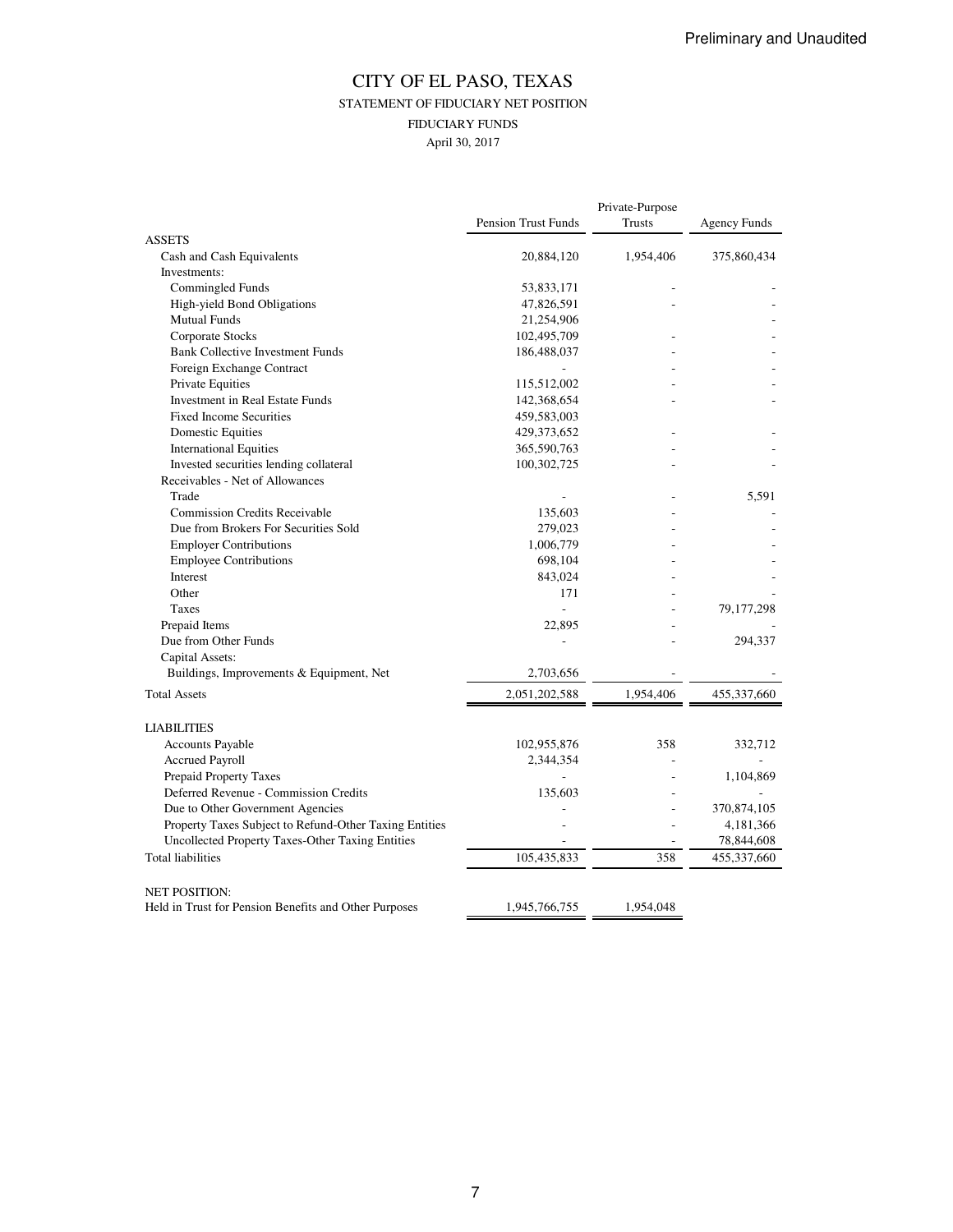Preliminary and Unaudited

# CITY OF EL PASO, TEXAS

## STATEMENT OF FIDUCIARY NET POSITION

### FIDUCIARY FUNDS

April 30, 2017

| | Pension Trust Funds | Private-Purpose Trusts | Agency Funds |
|---|---|---|---|
| **ASSETS** | | | |
| Cash and Cash Equivalents | 20,884,120 | 1,954,406 | 375,860,434 |
| Investments: | | | |
| Commingled Funds | 53,833,171 | - | - |
| High-yield Bond Obligations | 47,826,591 | - | - |
| Mutual Funds | 21,254,906 | | - |
| Corporate Stocks | 102,495,709 | - | - |
| Bank Collective Investment Funds | 186,488,037 | - | - |
| Foreign Exchange Contract | - | - | - |
| Private Equities | 115,512,002 | - | - |
| Investment in Real Estate Funds | 142,368,654 | - | - |
| Fixed Income Securities | 459,583,003 | | |
| Domestic Equities | 429,373,652 | - | - |
| International Equities | 365,590,763 | - | - |
| Invested securities lending collateral | 100,302,725 | - | - |
| Receivables - Net of Allowances | | | |
| Trade | - | - | 5,591 |
| Commission Credits Receivable | 135,603 | - | - |
| Due from Brokers For Securities Sold | 279,023 | - | - |
| Employer Contributions | 1,006,779 | - | - |
| Employee Contributions | 698,104 | - | - |
| Interest | 843,024 | - | - |
| Other | 171 | - | - |
| Taxes | - | - | 79,177,298 |
| Prepaid Items | 22,895 | - | - |
| Due from Other Funds | - | - | 294,337 |
| Capital Assets: | | | |
| Buildings, Improvements & Equipment, Net | 2,703,656 | - | - |
| Total Assets | 2,051,202,588 | 1,954,406 | 455,337,660 |
| | | | |
| **LIABILITIES** | | | |
| Accounts Payable | 102,955,876 | 358 | 332,712 |
| Accrued Payroll | 2,344,354 | - | - |
| Prepaid Property Taxes | - | - | 1,104,869 |
| Deferred Revenue - Commission Credits | 135,603 | - | - |
| Due to Other Government Agencies | - | - | 370,874,105 |
| Property Taxes Subject to Refund-Other Taxing Entities | - | - | 4,181,366 |
| Uncollected Property Taxes-Other Taxing Entities | - | - | 78,844,608 |
| Total liabilities | 105,435,833 | 358 | 455,337,660 |
| | | | |
| **NET POSITION:** | | | |
| Held in Trust for Pension Benefits and Other Purposes | 1,945,766,755 | 1,954,048 | |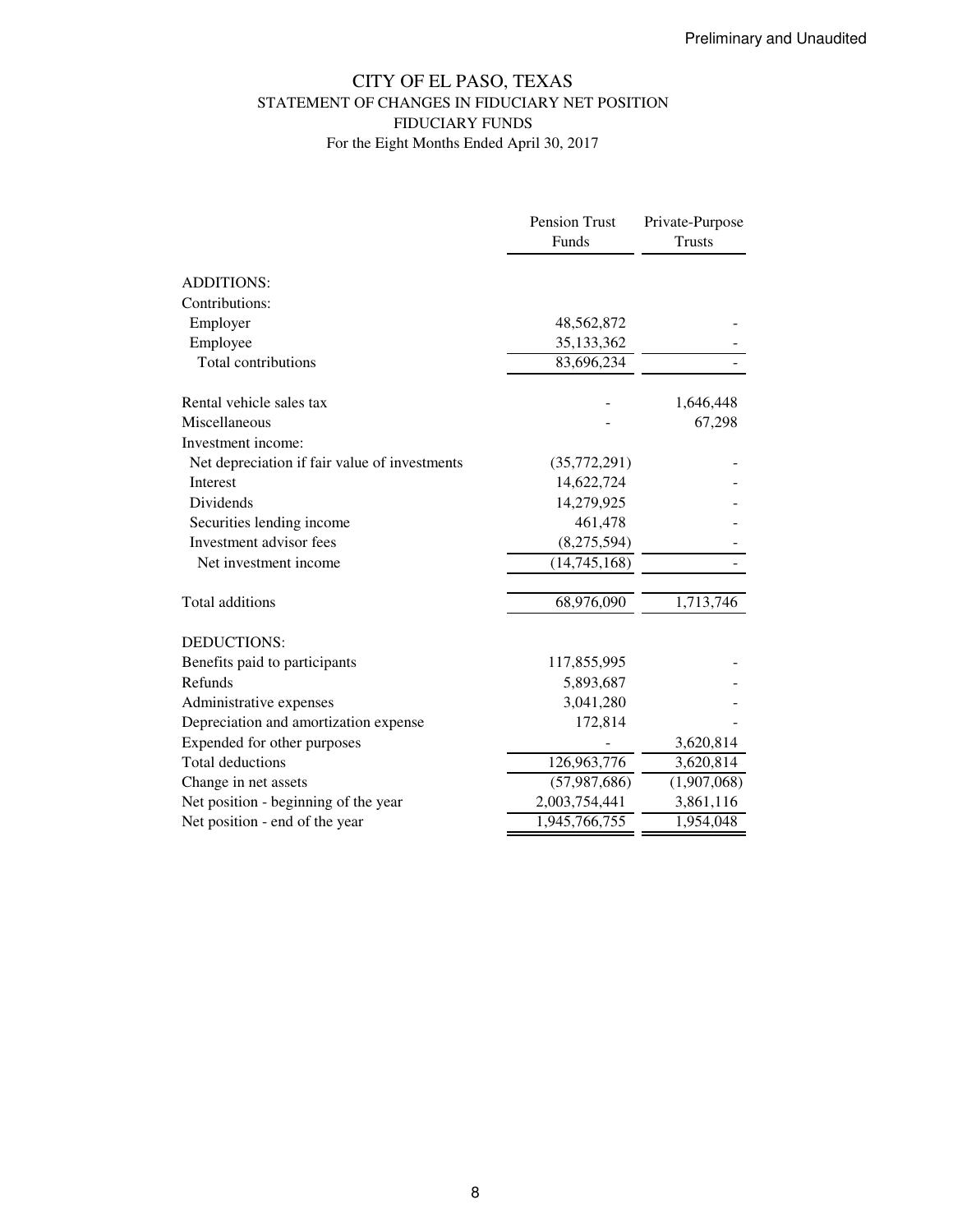Preliminary and Unaudited

# CITY OF EL PASO, TEXAS
## STATEMENT OF CHANGES IN FIDUCIARY NET POSITION
## FIDUCIARY FUNDS
### For the Eight Months Ended April 30, 2017

| | Pension Trust Funds | Private-Purpose Trusts |
|---|---|---|
| ADDITIONS: | | |
| Contributions: | | |
| Employer | 48,562,872 | - |
| Employee | 35,133,362 | - |
| Total contributions | 83,696,234 | - |
| | | |
| Rental vehicle sales tax | - | 1,646,448 |
| Miscellaneous | - | 67,298 |
| Investment income: | | |
| Net depreciation if fair value of investments | (35,772,291) | - |
| Interest | 14,622,724 | - |
| Dividends | 14,279,925 | - |
| Securities lending income | 461,478 | - |
| Investment advisor fees | (8,275,594) | - |
| Net investment income | (14,745,168) | - |
| | | |
| Total additions | 68,976,090 | 1,713,746 |
| | | |
| DEDUCTIONS: | | |
| Benefits paid to participants | 117,855,995 | - |
| Refunds | 5,893,687 | - |
| Administrative expenses | 3,041,280 | - |
| Depreciation and amortization expense | 172,814 | - |
| Expended for other purposes | - | 3,620,814 |
| Total deductions | 126,963,776 | 3,620,814 |
| Change in net assets | (57,987,686) | (1,907,068) |
| Net position - beginning of the year | 2,003,754,441 | 3,861,116 |
| Net position - end of the year | 1,945,766,755 | 1,954,048 |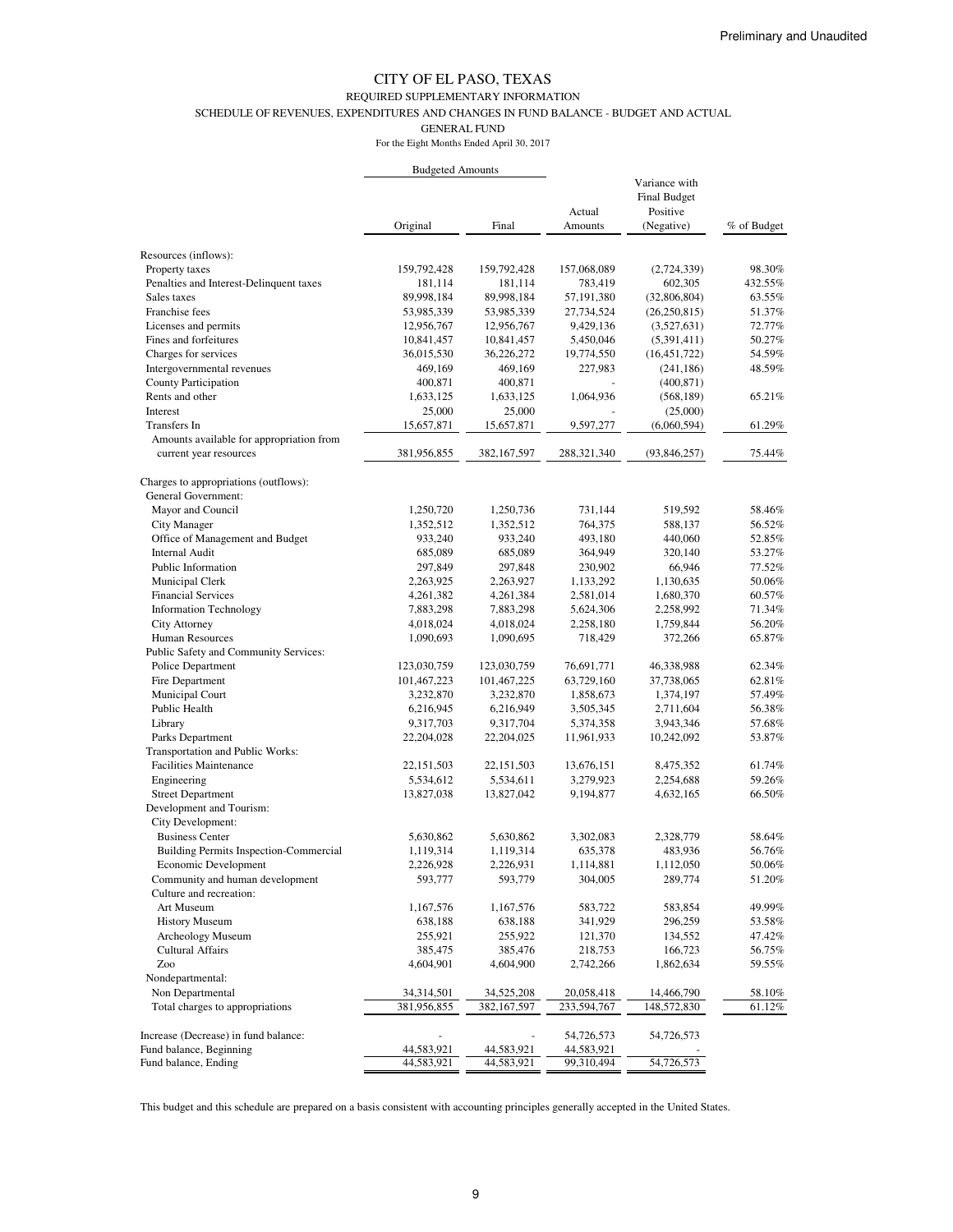Preliminary and Unaudited

# CITY OF EL PASO, TEXAS

## REQUIRED SUPPLEMENTARY INFORMATION

### SCHEDULE OF REVENUES, EXPENDITURES AND CHANGES IN FUND BALANCE - BUDGET AND ACTUAL

### GENERAL FUND

For the Eight Months Ended April 30, 2017

| | Budgeted Amounts | | | | |
|---|---|---|---|---|---|
| | Original | Final | Actual Amounts | Variance with Final Budget Positive (Negative) | % of Budget |
| Resources (inflows): | | | | | |
| Property taxes | 159,792,428 | 159,792,428 | 157,068,089 | (2,724,339) | 98.30% |
| Penalties and Interest-Delinquent taxes | 181,114 | 181,114 | 783,419 | 602,305 | 432.55% |
| Sales taxes | 89,998,184 | 89,998,184 | 57,191,380 | (32,806,804) | 63.55% |
| Franchise fees | 53,985,339 | 53,985,339 | 27,734,524 | (26,250,815) | 51.37% |
| Licenses and permits | 12,956,767 | 12,956,767 | 9,429,136 | (3,527,631) | 72.77% |
| Fines and forfeitures | 10,841,457 | 10,841,457 | 5,450,046 | (5,391,411) | 50.27% |
| Charges for services | 36,015,530 | 36,226,272 | 19,774,550 | (16,451,722) | 54.59% |
| Intergovernmental revenues | 469,169 | 469,169 | 227,983 | (241,186) | 48.59% |
| County Participation | 400,871 | 400,871 | - | (400,871) | |
| Rents and other | 1,633,125 | 1,633,125 | 1,064,936 | (568,189) | 65.21% |
| Interest | 25,000 | 25,000 | - | (25,000) | |
| Transfers In | 15,657,871 | 15,657,871 | 9,597,277 | (6,060,594) | 61.29% |
| Amounts available for appropriation from current year resources | 381,956,855 | 382,167,597 | 288,321,340 | (93,846,257) | 75.44% |
| Charges to appropriations (outflows): | | | | | |
| General Government: | | | | | |
| Mayor and Council | 1,250,720 | 1,250,736 | 731,144 | 519,592 | 58.46% |
| City Manager | 1,352,512 | 1,352,512 | 764,375 | 588,137 | 56.52% |
| Office of Management and Budget | 933,240 | 933,240 | 493,180 | 440,060 | 52.85% |
| Internal Audit | 685,089 | 685,089 | 364,949 | 320,140 | 53.27% |
| Public Information | 297,849 | 297,848 | 230,902 | 66,946 | 77.52% |
| Municipal Clerk | 2,263,925 | 2,263,927 | 1,133,292 | 1,130,635 | 50.06% |
| Financial Services | 4,261,382 | 4,261,384 | 2,581,014 | 1,680,370 | 60.57% |
| Information Technology | 7,883,298 | 7,883,298 | 5,624,306 | 2,258,992 | 71.34% |
| City Attorney | 4,018,024 | 4,018,024 | 2,258,180 | 1,759,844 | 56.20% |
| Human Resources | 1,090,693 | 1,090,695 | 718,429 | 372,266 | 65.87% |
| Public Safety and Community Services: | | | | | |
| Police Department | 123,030,759 | 123,030,759 | 76,691,771 | 46,338,988 | 62.34% |
| Fire Department | 101,467,223 | 101,467,225 | 63,729,160 | 37,738,065 | 62.81% |
| Municipal Court | 3,232,870 | 3,232,870 | 1,858,673 | 1,374,197 | 57.49% |
| Public Health | 6,216,945 | 6,216,949 | 3,505,345 | 2,711,604 | 56.38% |
| Library | 9,317,703 | 9,317,704 | 5,374,358 | 3,943,346 | 57.68% |
| Parks Department | 22,204,028 | 22,204,025 | 11,961,933 | 10,242,092 | 53.87% |
| Transportation and Public Works: | | | | | |
| Facilities Maintenance | 22,151,503 | 22,151,503 | 13,676,151 | 8,475,352 | 61.74% |
| Engineering | 5,534,612 | 5,534,611 | 3,279,923 | 2,254,688 | 59.26% |
| Street Department | 13,827,038 | 13,827,042 | 9,194,877 | 4,632,165 | 66.50% |
| Development and Tourism: | | | | | |
| City Development: | | | | | |
| Business Center | 5,630,862 | 5,630,862 | 3,302,083 | 2,328,779 | 58.64% |
| Building Permits Inspection-Commercial | 1,119,314 | 1,119,314 | 635,378 | 483,936 | 56.76% |
| Economic Development | 2,226,928 | 2,226,931 | 1,114,881 | 1,112,050 | 50.06% |
| Community and human development | 593,777 | 593,779 | 304,005 | 289,774 | 51.20% |
| Culture and recreation: | | | | | |
| Art Museum | 1,167,576 | 1,167,576 | 583,722 | 583,854 | 49.99% |
| History Museum | 638,188 | 638,188 | 341,929 | 296,259 | 53.58% |
| Archeology Museum | 255,921 | 255,922 | 121,370 | 134,552 | 47.42% |
| Cultural Affairs | 385,475 | 385,476 | 218,753 | 166,723 | 56.75% |
| Zoo | 4,604,901 | 4,604,900 | 2,742,266 | 1,862,634 | 59.55% |
| Nondepartmental: | | | | | |
| Non Departmental | 34,314,501 | 34,525,208 | 20,058,418 | 14,466,790 | 58.10% |
| Total charges to appropriations | 381,956,855 | 382,167,597 | 233,594,767 | 148,572,830 | 61.12% |
| Increase (Decrease) in fund balance: | - | - | 54,726,573 | 54,726,573 | |
| Fund balance, Beginning | 44,583,921 | 44,583,921 | 44,583,921 | - | |
| Fund balance, Ending | 44,583,921 | 44,583,921 | 99,310,494 | 54,726,573 | |

This budget and this schedule are prepared on a basis consistent with accounting principles generally accepted in the United States.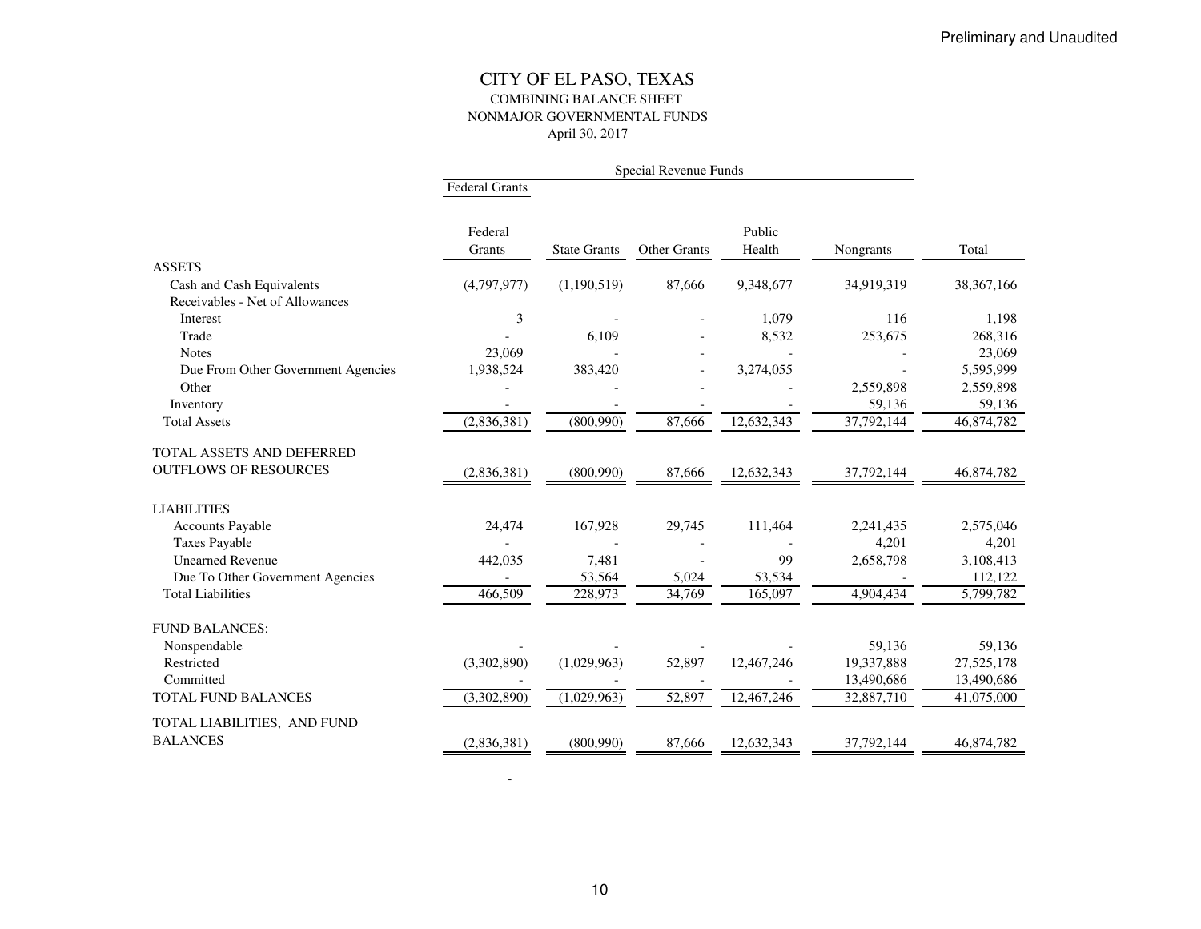Preliminary and Unaudited

# CITY OF EL PASO, TEXAS
## COMBINING BALANCE SHEET
## NONMAJOR GOVERNMENTAL FUNDS
April 30, 2017

| | Special Revenue Funds | | | | | |
|---|---|---|---|---|---|---|
| | Federal Grants | | | | | |
| | Federal Grants | State Grants | Other Grants | Public Health | Nongrants | Total |
| **ASSETS** | | | | | | |
| Cash and Cash Equivalents | (4,797,977) | (1,190,519) | 87,666 | 9,348,677 | 34,919,319 | 38,367,166 |
| Receivables - Net of Allowances | | | | | | |
| Interest | 3 | - | - | 1,079 | 116 | 1,198 |
| Trade | - | 6,109 | - | 8,532 | 253,675 | 268,316 |
| Notes | 23,069 | - | - | - | - | 23,069 |
| Due From Other Government Agencies | 1,938,524 | 383,420 | - | 3,274,055 | - | 5,595,999 |
| Other | - | - | - | - | 2,559,898 | 2,559,898 |
| Inventory | - | - | - | - | 59,136 | 59,136 |
| Total Assets | (2,836,381) | (800,990) | 87,666 | 12,632,343 | 37,792,144 | 46,874,782 |
| TOTAL ASSETS AND DEFERRED OUTFLOWS OF RESOURCES | (2,836,381) | (800,990) | 87,666 | 12,632,343 | 37,792,144 | 46,874,782 |
| **LIABILITIES** | | | | | | |
| Accounts Payable | 24,474 | 167,928 | 29,745 | 111,464 | 2,241,435 | 2,575,046 |
| Taxes Payable | - | - | - | - | 4,201 | 4,201 |
| Unearned Revenue | 442,035 | 7,481 | - | 99 | 2,658,798 | 3,108,413 |
| Due To Other Government Agencies | - | 53,564 | 5,024 | 53,534 | - | 112,122 |
| Total Liabilities | 466,509 | 228,973 | 34,769 | 165,097 | 4,904,434 | 5,799,782 |
| **FUND BALANCES:** | | | | | | |
| Nonspendable | - | - | - | - | 59,136 | 59,136 |
| Restricted | (3,302,890) | (1,029,963) | 52,897 | 12,467,246 | 19,337,888 | 27,525,178 |
| Committed | - | - | - | - | 13,490,686 | 13,490,686 |
| TOTAL FUND BALANCES | (3,302,890) | (1,029,963) | 52,897 | 12,467,246 | 32,887,710 | 41,075,000 |
| TOTAL LIABILITIES, AND FUND BALANCES | (2,836,381) | (800,990) | 87,666 | 12,632,343 | 37,792,144 | 46,874,782 |

-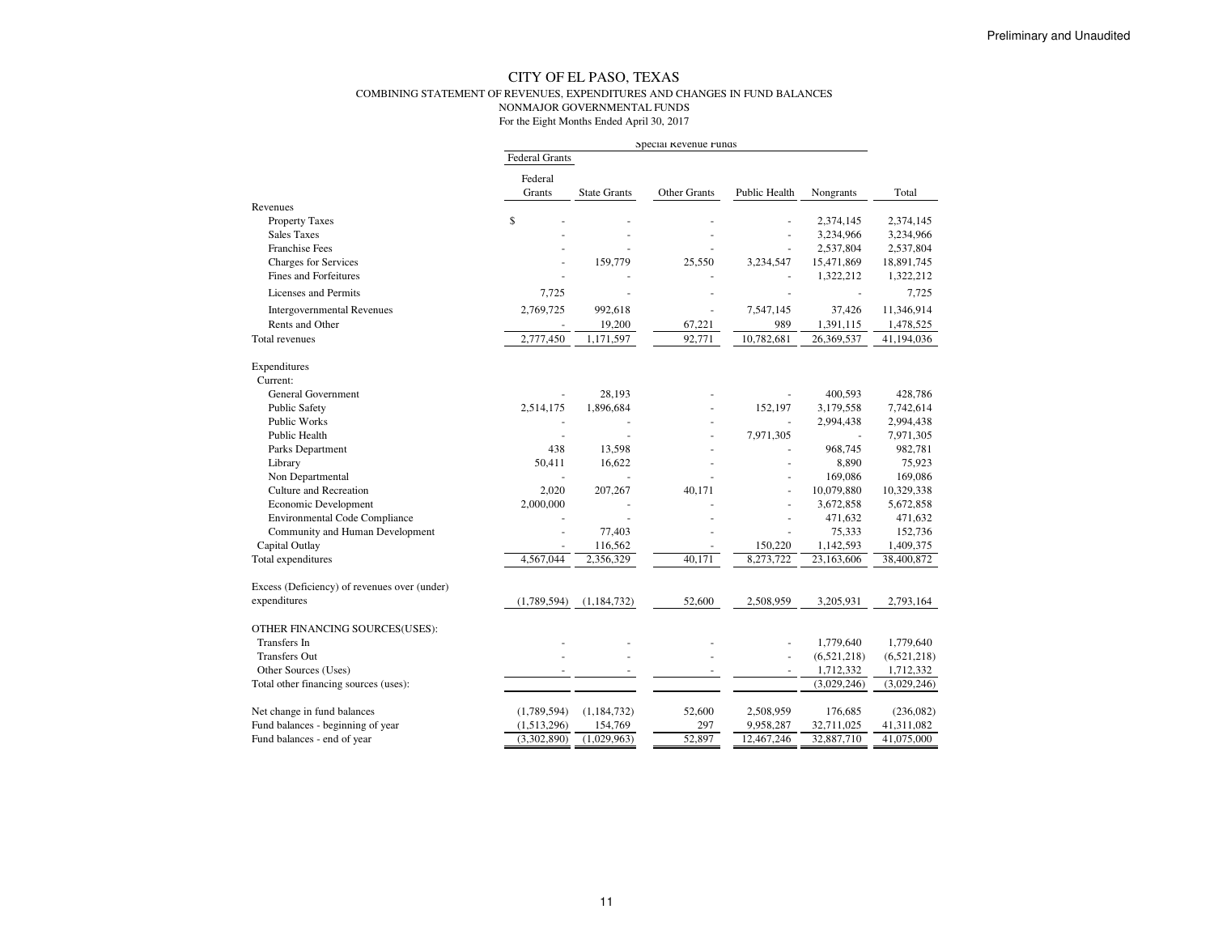Preliminary and Unaudited

# CITY OF EL PASO, TEXAS

COMBINING STATEMENT OF REVENUES, EXPENDITURES AND CHANGES IN FUND BALANCES
NONMAJOR GOVERNMENTAL FUNDS
For the Eight Months Ended April 30, 2017

| | Special Revenue Funds | | | | | |
|---|---|---|---|---|---|---|
| | Federal Grants | | | | | |
| | Federal Grants | State Grants | Other Grants | Public Health | Nongrants | Total |
| **Revenues** | | | | | | |
| Property Taxes | $ - | - | - | - | 2,374,145 | 2,374,145 |
| Sales Taxes | - | - | - | - | 3,234,966 | 3,234,966 |
| Franchise Fees | - | - | - | - | 2,537,804 | 2,537,804 |
| Charges for Services | - | 159,779 | 25,550 | 3,234,547 | 15,471,869 | 18,891,745 |
| Fines and Forfeitures | - | - | - | - | 1,322,212 | 1,322,212 |
| Licenses and Permits | 7,725 | - | - | - | - | 7,725 |
| Intergovernmental Revenues | 2,769,725 | 992,618 | - | 7,547,145 | 37,426 | 11,346,914 |
| Rents and Other | - | 19,200 | 67,221 | 989 | 1,391,115 | 1,478,525 |
| Total revenues | 2,777,450 | 1,171,597 | 92,771 | 10,782,681 | 26,369,537 | 41,194,036 |
| **Expenditures** | | | | | | |
| Current: | | | | | | |
| General Government | - | 28,193 | - | - | 400,593 | 428,786 |
| Public Safety | 2,514,175 | 1,896,684 | - | 152,197 | 3,179,558 | 7,742,614 |
| Public Works | - | - | - | - | 2,994,438 | 2,994,438 |
| Public Health | - | - | - | 7,971,305 | - | 7,971,305 |
| Parks Department | 438 | 13,598 | - | - | 968,745 | 982,781 |
| Library | 50,411 | 16,622 | - | - | 8,890 | 75,923 |
| Non Departmental | - | - | - | - | 169,086 | 169,086 |
| Culture and Recreation | 2,020 | 207,267 | 40,171 | - | 10,079,880 | 10,329,338 |
| Economic Development | 2,000,000 | - | - | - | 3,672,858 | 5,672,858 |
| Environmental Code Compliance | - | - | - | - | 471,632 | 471,632 |
| Community and Human Development | - | 77,403 | - | - | 75,333 | 152,736 |
| Capital Outlay | - | 116,562 | - | 150,220 | 1,142,593 | 1,409,375 |
| Total expenditures | 4,567,044 | 2,356,329 | 40,171 | 8,273,722 | 23,163,606 | 38,400,872 |
| Excess (Deficiency) of revenues over (under) expenditures | (1,789,594) | (1,184,732) | 52,600 | 2,508,959 | 3,205,931 | 2,793,164 |
| **OTHER FINANCING SOURCES(USES):** | | | | | | |
| Transfers In | - | - | - | - | 1,779,640 | 1,779,640 |
| Transfers Out | - | - | - | - | (6,521,218) | (6,521,218) |
| Other Sources (Uses) | - | - | - | - | 1,712,332 | 1,712,332 |
| Total other financing sources (uses): | | | | | (3,029,246) | (3,029,246) |
| Net change in fund balances | (1,789,594) | (1,184,732) | 52,600 | 2,508,959 | 176,685 | (236,082) |
| Fund balances - beginning of year | (1,513,296) | 154,769 | 297 | 9,958,287 | 32,711,025 | 41,311,082 |
| Fund balances - end of year | (3,302,890) | (1,029,963) | 52,897 | 12,467,246 | 32,887,710 | 41,075,000 |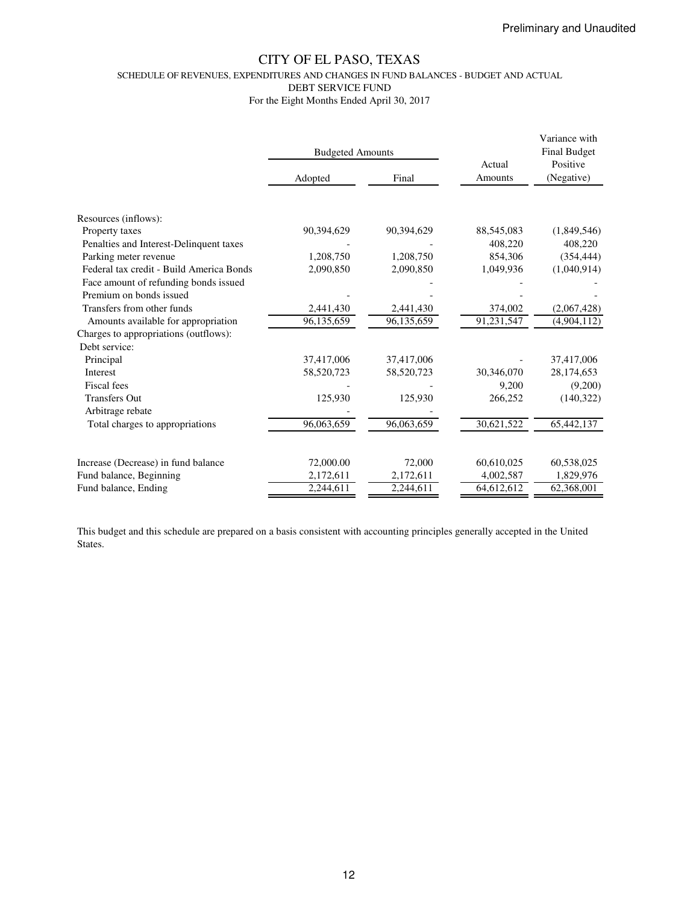Preliminary and Unaudited

# CITY OF EL PASO, TEXAS

SCHEDULE OF REVENUES, EXPENDITURES AND CHANGES IN FUND BALANCES - BUDGET AND ACTUAL

DEBT SERVICE FUND

For the Eight Months Ended April 30, 2017

| | Budgeted Amounts | | Actual Amounts | Variance with Final Budget Positive (Negative) |
|---|---|---|---|---|
| | Adopted | Final | | |
| Resources (inflows): | | | | |
| Property taxes | 90,394,629 | 90,394,629 | 88,545,083 | (1,849,546) |
| Penalties and Interest-Delinquent taxes | - | - | 408,220 | 408,220 |
| Parking meter revenue | 1,208,750 | 1,208,750 | 854,306 | (354,444) |
| Federal tax credit - Build America Bonds | 2,090,850 | 2,090,850 | 1,049,936 | (1,040,914) |
| Face amount of refunding bonds issued | | - | - | - |
| Premium on bonds issued | - | - | - | - |
| Transfers from other funds | 2,441,430 | 2,441,430 | 374,002 | (2,067,428) |
| Amounts available for appropriation | 96,135,659 | 96,135,659 | 91,231,547 | (4,904,112) |
| Charges to appropriations (outflows): | | | | |
| Debt service: | | | | |
| Principal | 37,417,006 | 37,417,006 | - | 37,417,006 |
| Interest | 58,520,723 | 58,520,723 | 30,346,070 | 28,174,653 |
| Fiscal fees | - | - | 9,200 | (9,200) |
| Transfers Out | 125,930 | 125,930 | 266,252 | (140,322) |
| Arbitrage rebate | - | - | | |
| Total charges to appropriations | 96,063,659 | 96,063,659 | 30,621,522 | 65,442,137 |
| Increase (Decrease) in fund balance | 72,000.00 | 72,000 | 60,610,025 | 60,538,025 |
| Fund balance, Beginning | 2,172,611 | 2,172,611 | 4,002,587 | 1,829,976 |
| Fund balance, Ending | 2,244,611 | 2,244,611 | 64,612,612 | 62,368,001 |

This budget and this schedule are prepared on a basis consistent with accounting principles generally accepted in the United States.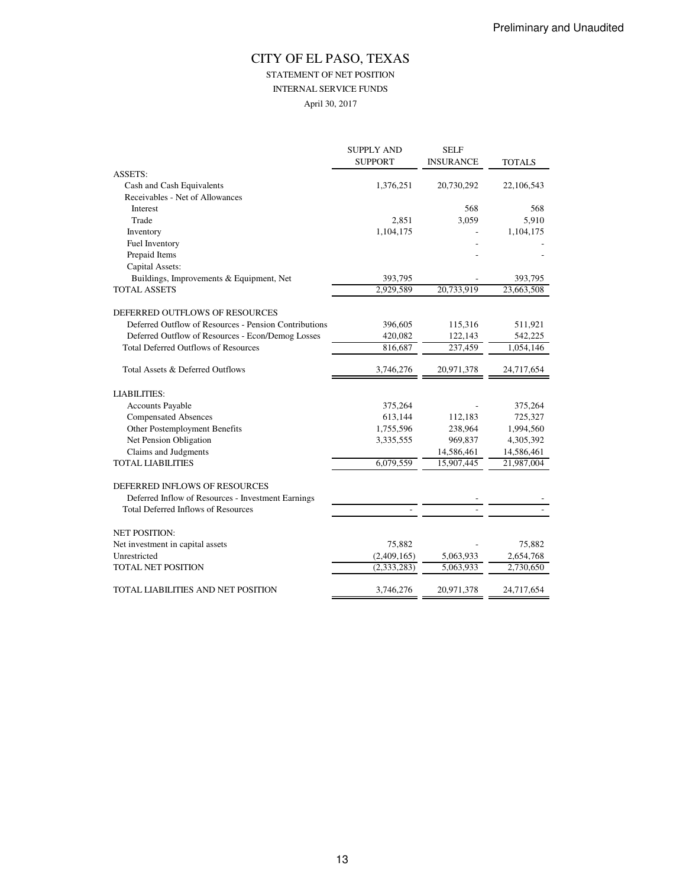Preliminary and Unaudited

# CITY OF EL PASO, TEXAS

## STATEMENT OF NET POSITION

### INTERNAL SERVICE FUNDS

April 30, 2017

| | SUPPLY AND SUPPORT | SELF INSURANCE | TOTALS |
|---|---|---|---|
| ASSETS: | | | |
| Cash and Cash Equivalents | 1,376,251 | 20,730,292 | 22,106,543 |
| Receivables - Net of Allowances | | | |
| Interest | | 568 | 568 |
| Trade | 2,851 | 3,059 | 5,910 |
| Inventory | 1,104,175 | - | 1,104,175 |
| Fuel Inventory | | - | - |
| Prepaid Items | | - | - |
| Capital Assets: | | | |
| Buildings, Improvements & Equipment, Net | 393,795 | - | 393,795 |
| TOTAL ASSETS | 2,929,589 | 20,733,919 | 23,663,508 |
| | | | |
| DEFERRED OUTFLOWS OF RESOURCES | | | |
| Deferred Outflow of Resources - Pension Contributions | 396,605 | 115,316 | 511,921 |
| Deferred Outflow of Resources - Econ/Demog Losses | 420,082 | 122,143 | 542,225 |
| Total Deferred Outflows of Resources | 816,687 | 237,459 | 1,054,146 |
| | | | |
| Total Assets & Deferred Outflows | 3,746,276 | 20,971,378 | 24,717,654 |
| | | | |
| LIABILITIES: | | | |
| Accounts Payable | 375,264 | - | 375,264 |
| Compensated Absences | 613,144 | 112,183 | 725,327 |
| Other Postemployment Benefits | 1,755,596 | 238,964 | 1,994,560 |
| Net Pension Obligation | 3,335,555 | 969,837 | 4,305,392 |
| Claims and Judgments | | 14,586,461 | 14,586,461 |
| TOTAL LIABILITIES | 6,079,559 | 15,907,445 | 21,987,004 |
| | | | |
| DEFERRED INFLOWS OF RESOURCES | | | |
| Deferred Inflow of Resources - Investment Earnings | | - | - |
| Total Deferred Inflows of Resources | - | - | - |
| | | | |
| NET POSITION: | | | |
| Net investment in capital assets | 75,882 | - | 75,882 |
| Unrestricted | (2,409,165) | 5,063,933 | 2,654,768 |
| TOTAL NET POSITION | (2,333,283) | 5,063,933 | 2,730,650 |
| | | | |
| TOTAL LIABILITIES AND NET POSITION | 3,746,276 | 20,971,378 | 24,717,654 |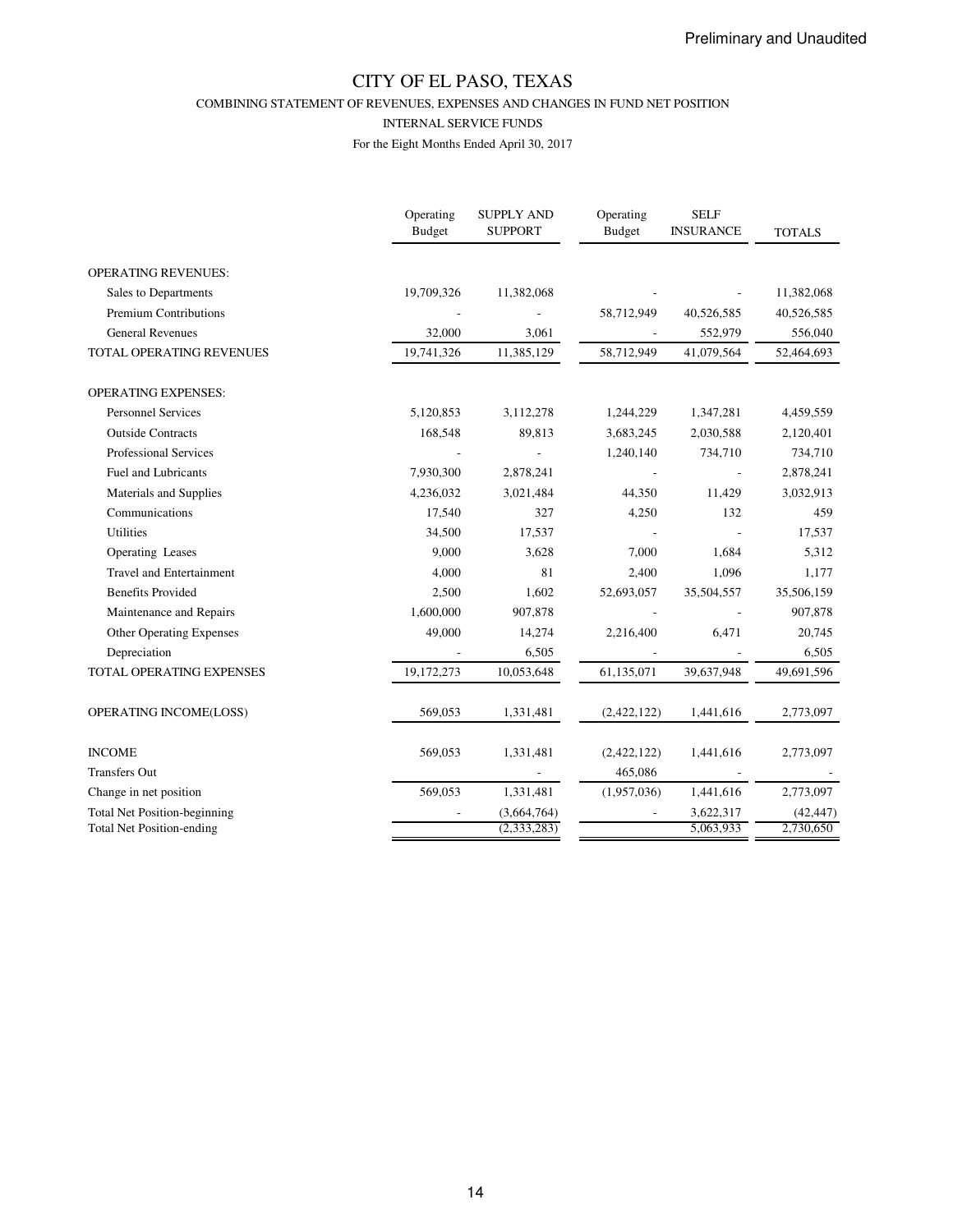Preliminary and Unaudited

# CITY OF EL PASO, TEXAS

## COMBINING STATEMENT OF REVENUES, EXPENSES AND CHANGES IN FUND NET POSITION

### INTERNAL SERVICE FUNDS

For the Eight Months Ended April 30, 2017

| | Operating Budget | SUPPLY AND SUPPORT | Operating Budget | SELF INSURANCE | TOTALS |
|---|---|---|---|---|---|
| OPERATING REVENUES: | | | | | |
| Sales to Departments | 19,709,326 | 11,382,068 | - | - | 11,382,068 |
| Premium Contributions | - | - | 58,712,949 | 40,526,585 | 40,526,585 |
| General Revenues | 32,000 | 3,061 | - | 552,979 | 556,040 |
| TOTAL OPERATING REVENUES | 19,741,326 | 11,385,129 | 58,712,949 | 41,079,564 | 52,464,693 |
| OPERATING EXPENSES: | | | | | |
| Personnel Services | 5,120,853 | 3,112,278 | 1,244,229 | 1,347,281 | 4,459,559 |
| Outside Contracts | 168,548 | 89,813 | 3,683,245 | 2,030,588 | 2,120,401 |
| Professional Services | - | - | 1,240,140 | 734,710 | 734,710 |
| Fuel and Lubricants | 7,930,300 | 2,878,241 | - | - | 2,878,241 |
| Materials and Supplies | 4,236,032 | 3,021,484 | 44,350 | 11,429 | 3,032,913 |
| Communications | 17,540 | 327 | 4,250 | 132 | 459 |
| Utilities | 34,500 | 17,537 | - | - | 17,537 |
| Operating Leases | 9,000 | 3,628 | 7,000 | 1,684 | 5,312 |
| Travel and Entertainment | 4,000 | 81 | 2,400 | 1,096 | 1,177 |
| Benefits Provided | 2,500 | 1,602 | 52,693,057 | 35,504,557 | 35,506,159 |
| Maintenance and Repairs | 1,600,000 | 907,878 | - | - | 907,878 |
| Other Operating Expenses | 49,000 | 14,274 | 2,216,400 | 6,471 | 20,745 |
| Depreciation | - | 6,505 | - | - | 6,505 |
| TOTAL OPERATING EXPENSES | 19,172,273 | 10,053,648 | 61,135,071 | 39,637,948 | 49,691,596 |
| OPERATING INCOME(LOSS) | 569,053 | 1,331,481 | (2,422,122) | 1,441,616 | 2,773,097 |
| INCOME | 569,053 | 1,331,481 | (2,422,122) | 1,441,616 | 2,773,097 |
| Transfers Out | | - | 465,086 | - | - |
| Change in net position | 569,053 | 1,331,481 | (1,957,036) | 1,441,616 | 2,773,097 |
| Total Net Position-beginning | - | (3,664,764) | - | 3,622,317 | (42,447) |
| Total Net Position-ending | | (2,333,283) | | 5,063,933 | 2,730,650 |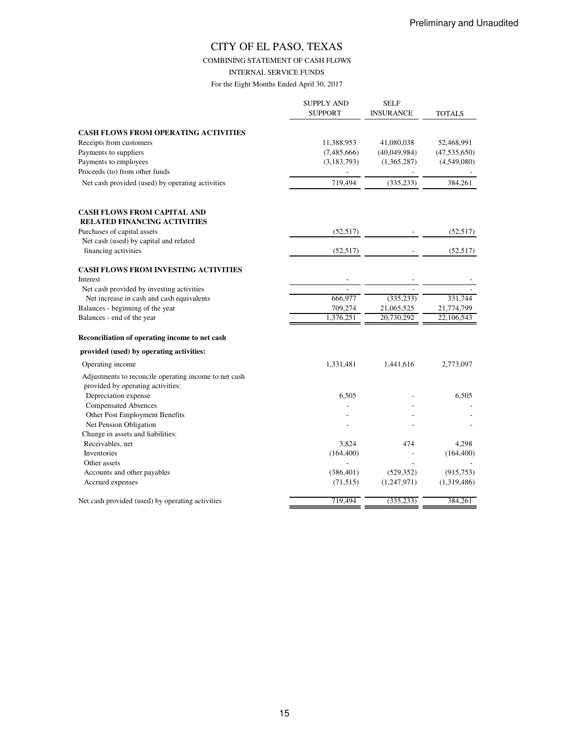Preliminary and Unaudited

# CITY OF EL PASO, TEXAS

## COMBINING STATEMENT OF CASH FLOWS

### INTERNAL SERVICE FUNDS

For the Eight Months Ended April 30, 2017

| | SUPPLY AND SUPPORT | SELF INSURANCE | TOTALS |
|---|---|---|---|
| **CASH FLOWS FROM OPERATING ACTIVITIES** | | | |
| Receipts from customers | 11,388,953 | 41,080,038 | 52,468,991 |
| Payments to suppliers | (7,485,666) | (40,049,984) | (47,535,650) |
| Payments to employees | (3,183,793) | (1,365,287) | (4,549,080) |
| Proceeds (to) from other funds | - | - | - |
| Net cash provided (used) by operating activities | 719,494 | (335,233) | 384,261 |
| **CASH FLOWS FROM CAPITAL AND RELATED FINANCING ACTIVITIES** | | | |
| Purchases of capital assets | (52,517) | - | (52,517) |
| Net cash (used) by capital and related financing activities | (52,517) | - | (52,517) |
| **CASH FLOWS FROM INVESTING ACTIVITIES** | | | |
| Interest | - | - | - |
| Net cash provided by investing activities | - | - | - |
| Net increase in cash and cash equivalents | 666,977 | (335,233) | 331,744 |
| Balances - beginning of the year | 709,274 | 21,065,525 | 21,774,799 |
| Balances - end of the year | 1,376,251 | 20,730,292 | 22,106,543 |
| **Reconciliation of operating income to net cash provided (used) by operating activities:** | | | |
| Operating income | 1,331,481 | 1,441,616 | 2,773,097 |
| Adjustments to reconcile operating income to net cash provided by operating activities: | | | |
| Depreciation expense | 6,505 | - | 6,505 |
| Compensated Absences | - | - | - |
| Other Post Employment Benefits | - | - | - |
| Net Pension Obligation | - | - | - |
| Change in assets and liabilities: | | | |
| Receivables, net | 3,824 | 474 | 4,298 |
| Inventories | (164,400) | - | (164,400) |
| Other assets | - | - | - |
| Accounts and other payables | (386,401) | (529,352) | (915,753) |
| Accrued expenses | (71,515) | (1,247,971) | (1,319,486) |
| Net cash provided (used) by operating activities | 719,494 | (335,233) | 384,261 |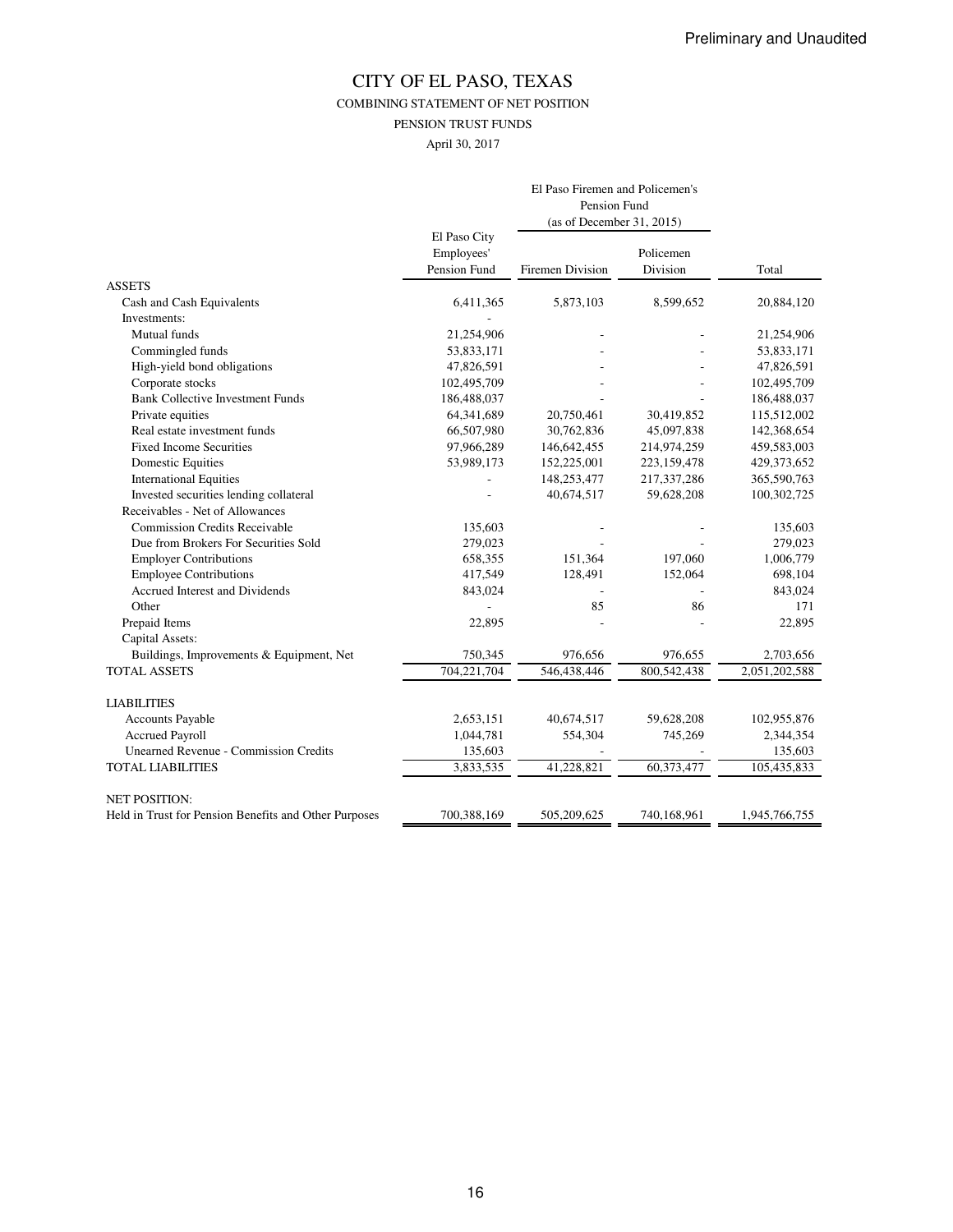Preliminary and Unaudited

# CITY OF EL PASO, TEXAS

## COMBINING STATEMENT OF NET POSITION

### PENSION TRUST FUNDS

April 30, 2017

| | El Paso City Employees' Pension Fund | El Paso Firemen and Policemen's Pension Fund (as of December 31, 2015) | | Total |
|---|---|---|---|---|
| | | Firemen Division | Policemen Division | |
| **ASSETS** | | | | |
| Cash and Cash Equivalents | 6,411,365 | 5,873,103 | 8,599,652 | 20,884,120 |
| Investments: | - | | | |
| Mutual funds | 21,254,906 | - | - | 21,254,906 |
| Commingled funds | 53,833,171 | - | - | 53,833,171 |
| High-yield bond obligations | 47,826,591 | - | - | 47,826,591 |
| Corporate stocks | 102,495,709 | - | - | 102,495,709 |
| Bank Collective Investment Funds | 186,488,037 | - | - | 186,488,037 |
| Private equities | 64,341,689 | 20,750,461 | 30,419,852 | 115,512,002 |
| Real estate investment funds | 66,507,980 | 30,762,836 | 45,097,838 | 142,368,654 |
| Fixed Income Securities | 97,966,289 | 146,642,455 | 214,974,259 | 459,583,003 |
| Domestic Equities | 53,989,173 | 152,225,001 | 223,159,478 | 429,373,652 |
| International Equities | - | 148,253,477 | 217,337,286 | 365,590,763 |
| Invested securities lending collateral | - | 40,674,517 | 59,628,208 | 100,302,725 |
| Receivables - Net of Allowances | | | | |
| Commission Credits Receivable | 135,603 | - | - | 135,603 |
| Due from Brokers For Securities Sold | 279,023 | - | - | 279,023 |
| Employer Contributions | 658,355 | 151,364 | 197,060 | 1,006,779 |
| Employee Contributions | 417,549 | 128,491 | 152,064 | 698,104 |
| Accrued Interest and Dividends | 843,024 | - | - | 843,024 |
| Other | - | 85 | 86 | 171 |
| Prepaid Items | 22,895 | - | - | 22,895 |
| Capital Assets: | | | | |
| Buildings, Improvements & Equipment, Net | 750,345 | 976,656 | 976,655 | 2,703,656 |
| **TOTAL ASSETS** | 704,221,704 | 546,438,446 | 800,542,438 | 2,051,202,588 |
| **LIABILITIES** | | | | |
| Accounts Payable | 2,653,151 | 40,674,517 | 59,628,208 | 102,955,876 |
| Accrued Payroll | 1,044,781 | 554,304 | 745,269 | 2,344,354 |
| Unearned Revenue - Commission Credits | 135,603 | - | - | 135,603 |
| **TOTAL LIABILITIES** | 3,833,535 | 41,228,821 | 60,373,477 | 105,435,833 |
| **NET POSITION:** | | | | |
| Held in Trust for Pension Benefits and Other Purposes | 700,388,169 | 505,209,625 | 740,168,961 | 1,945,766,755 |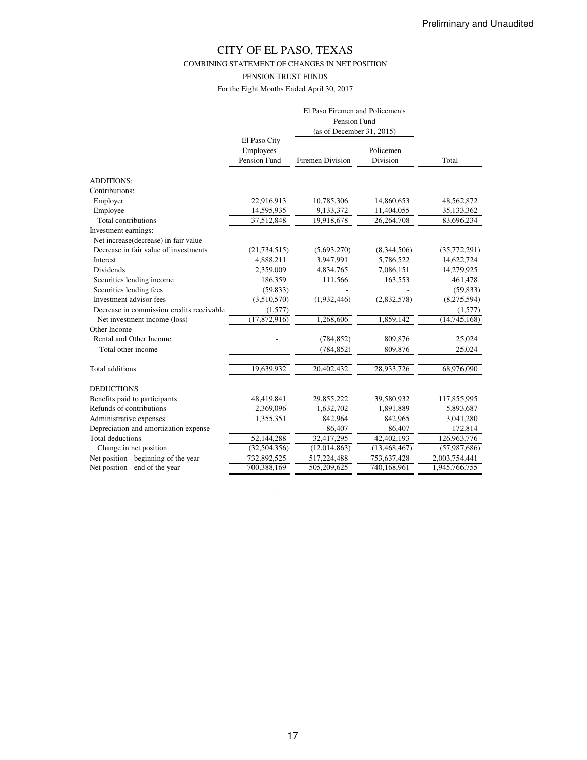Preliminary and Unaudited

# CITY OF EL PASO, TEXAS

## COMBINING STATEMENT OF CHANGES IN NET POSITION

### PENSION TRUST FUNDS

For the Eight Months Ended April 30, 2017

| | El Paso City Employees' Pension Fund | El Paso Firemen and Policemen's Pension Fund (as of December 31, 2015) Firemen Division | Policemen Division | Total |
|---|---|---|---|---|
| ADDITIONS: | | | | |
| Contributions: | | | | |
| Employer | 22,916,913 | 10,785,306 | 14,860,653 | 48,562,872 |
| Employee | 14,595,935 | 9,133,372 | 11,404,055 | 35,133,362 |
| Total contributions | 37,512,848 | 19,918,678 | 26,264,708 | 83,696,234 |
| Investment earnings: | | | | |
| Net increase(decrease) in fair value | | | | |
| Decrease in fair value of investments | (21,734,515) | (5,693,270) | (8,344,506) | (35,772,291) |
| Interest | 4,888,211 | 3,947,991 | 5,786,522 | 14,622,724 |
| Dividends | 2,359,009 | 4,834,765 | 7,086,151 | 14,279,925 |
| Securities lending income | 186,359 | 111,566 | 163,553 | 461,478 |
| Securities lending fees | (59,833) | - | - | (59,833) |
| Investment advisor fees | (3,510,570) | (1,932,446) | (2,832,578) | (8,275,594) |
| Decrease in commission credits receivable | (1,577) | | | (1,577) |
| Net investment income (loss) | (17,872,916) | 1,268,606 | 1,859,142 | (14,745,168) |
| Other Income | | | | |
| Rental and Other Income | - | (784,852) | 809,876 | 25,024 |
| Total other income | - | (784,852) | 809,876 | 25,024 |
| Total additions | 19,639,932 | 20,402,432 | 28,933,726 | 68,976,090 |
| DEDUCTIONS | | | | |
| Benefits paid to participants | 48,419,841 | 29,855,222 | 39,580,932 | 117,855,995 |
| Refunds of contributions | 2,369,096 | 1,632,702 | 1,891,889 | 5,893,687 |
| Administrative expenses | 1,355,351 | 842,964 | 842,965 | 3,041,280 |
| Depreciation and amortization expense | - | 86,407 | 86,407 | 172,814 |
| Total deductions | 52,144,288 | 32,417,295 | 42,402,193 | 126,963,776 |
| Change in net position | (32,504,356) | (12,014,863) | (13,468,467) | (57,987,686) |
| Net position - beginning of the year | 732,892,525 | 517,224,488 | 753,637,428 | 2,003,754,441 |
| Net position - end of the year | 700,388,169 | 505,209,625 | 740,168,961 | 1,945,766,755 |

-